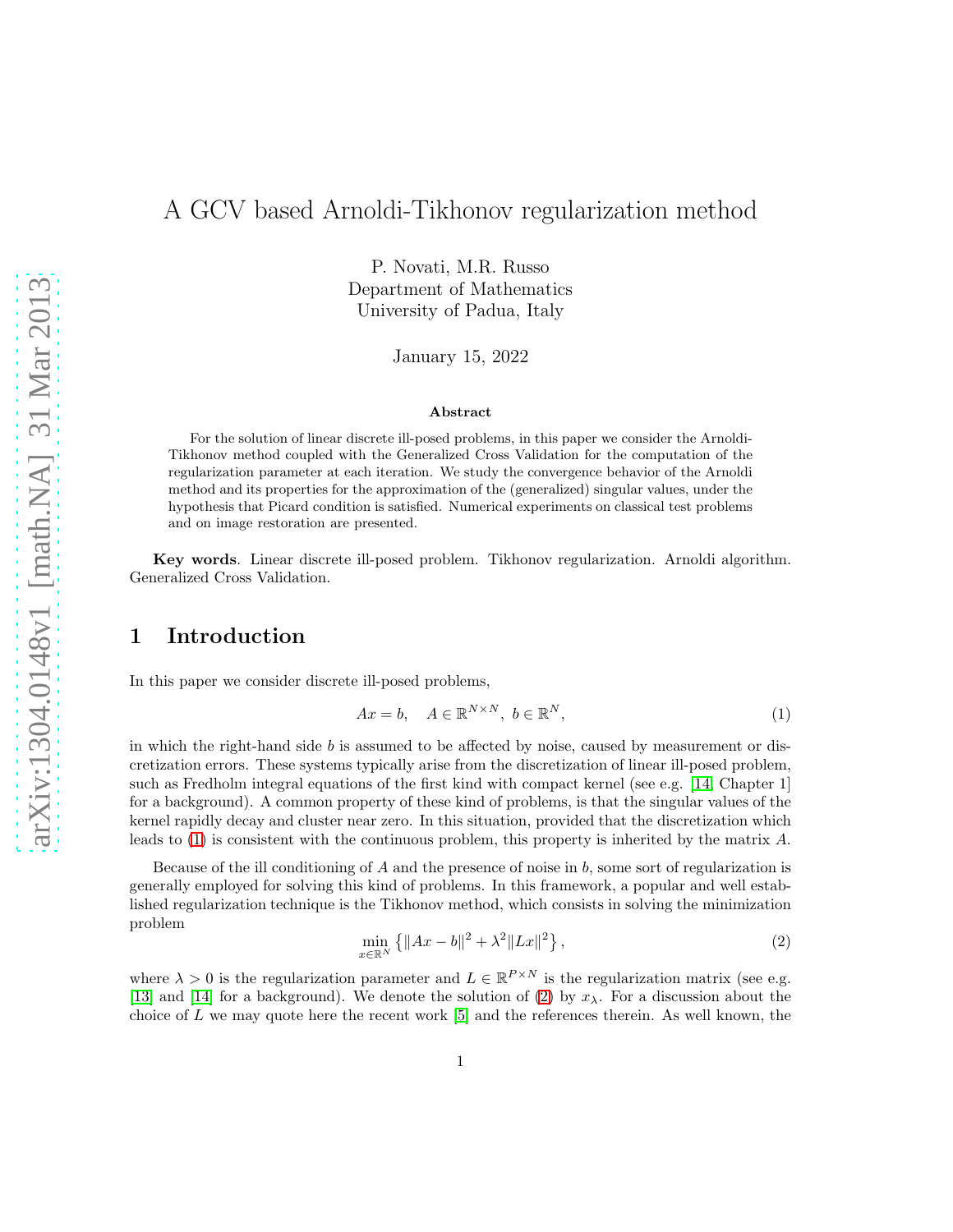# A GCV based Arnoldi-Tikhonov regularization method

P. Novati, M.R. Russo
Department of Mathematics
University of Padua, Italy

January 15, 2022

**Abstract**

For the solution of linear discrete ill-posed problems, in this paper we consider the Arnoldi-Tikhonov method coupled with the Generalized Cross Validation for the computation of the regularization parameter at each iteration. We study the convergence behavior of the Arnoldi method and its properties for the approximation of the (generalized) singular values, under the hypothesis that Picard condition is satisfied. Numerical experiments on classical test problems and on image restoration are presented.

**Key words**. Linear discrete ill-posed problem. Tikhonov regularization. Arnoldi algorithm. Generalized Cross Validation.

## 1 Introduction

In this paper we consider discrete ill-posed problems,

$$Ax = b, \quad A \in \mathbb{R}^{N\times N},\ b \in \mathbb{R}^{N}, \tag{1}$$

in which the right-hand side $b$ is assumed to be affected by noise, caused by measurement or discretization errors. These systems typically arise from the discretization of linear ill-posed problem, such as Fredholm integral equations of the first kind with compact kernel (see e.g. [14, Chapter 1] for a background). A common property of these kind of problems, is that the singular values of the kernel rapidly decay and cluster near zero. In this situation, provided that the discretization which leads to (1) is consistent with the continuous problem, this property is inherited by the matrix $A$.

Because of the ill conditioning of $A$ and the presence of noise in $b$, some sort of regularization is generally employed for solving this kind of problems. In this framework, a popular and well established regularization technique is the Tikhonov method, which consists in solving the minimization problem

$$\min_{x\in\mathbb{R}^N} \left\{ \|Ax - b\|^2 + \lambda^2 \|Lx\|^2 \right\}, \tag{2}$$

where $\lambda > 0$ is the regularization parameter and $L \in \mathbb{R}^{P\times N}$ is the regularization matrix (see e.g. [13] and [14] for a background). We denote the solution of (2) by $x_\lambda$. For a discussion about the choice of $L$ we may quote here the recent work [5] and the references therein. As well known, the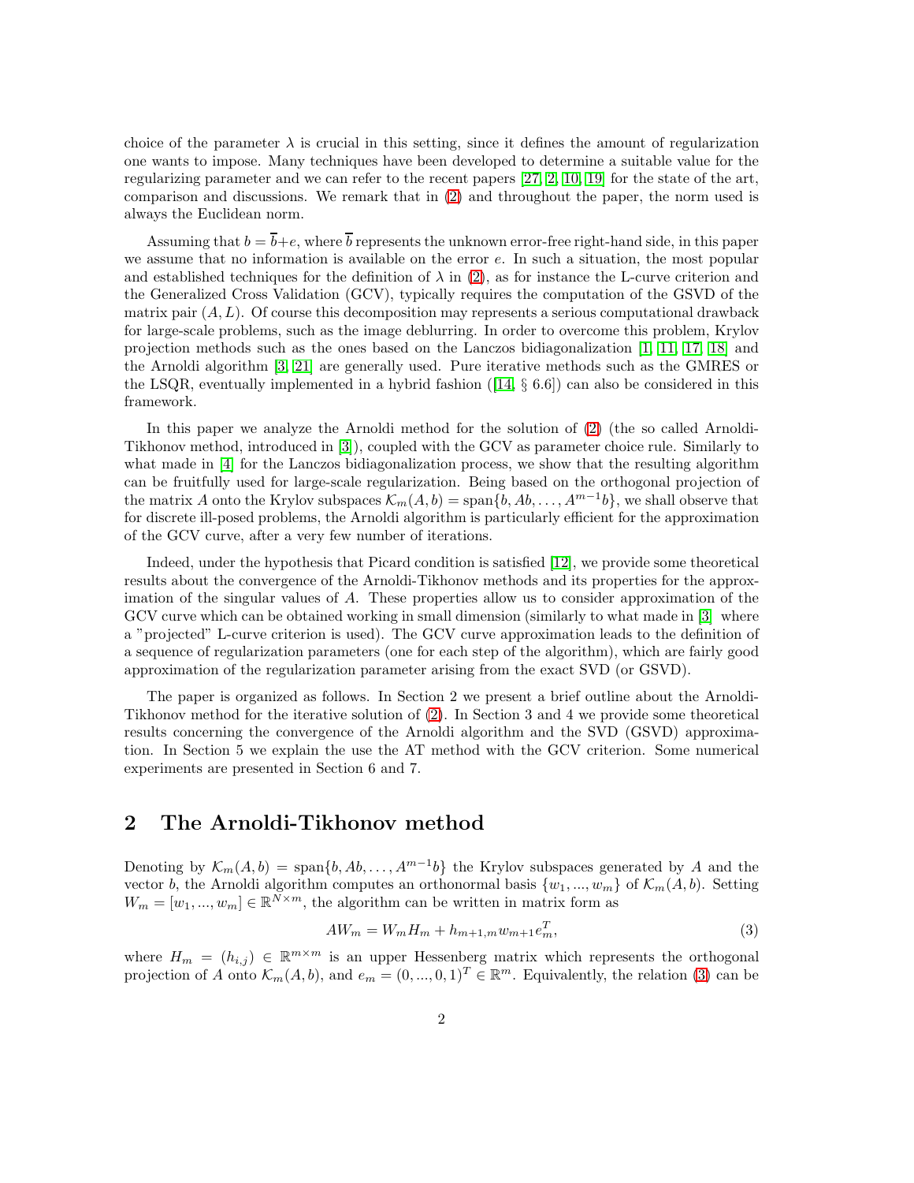choice of the parameter $\lambda$ is crucial in this setting, since it defines the amount of regularization one wants to impose. Many techniques have been developed to determine a suitable value for the regularizing parameter and we can refer to the recent papers [27, 2, 10, 19] for the state of the art, comparison and discussions. We remark that in (2) and throughout the paper, the norm used is always the Euclidean norm.

Assuming that $b = \overline{b} + e$, where $\overline{b}$ represents the unknown error-free right-hand side, in this paper we assume that no information is available on the error $e$. In such a situation, the most popular and established techniques for the definition of $\lambda$ in (2), as for instance the L-curve criterion and the Generalized Cross Validation (GCV), typically requires the computation of the GSVD of the matrix pair $(A, L)$. Of course this decomposition may represents a serious computational drawback for large-scale problems, such as the image deblurring. In order to overcome this problem, Krylov projection methods such as the ones based on the Lanczos bidiagonalization [1, 11, 17, 18] and the Arnoldi algorithm [3, 21] are generally used. Pure iterative methods such as the GMRES or the LSQR, eventually implemented in a hybrid fashion ([14, § 6.6]) can also be considered in this framework.

In this paper we analyze the Arnoldi method for the solution of (2) (the so called Arnoldi-Tikhonov method, introduced in [3]), coupled with the GCV as parameter choice rule. Similarly to what made in [4] for the Lanczos bidiagonalization process, we show that the resulting algorithm can be fruitfully used for large-scale regularization. Being based on the orthogonal projection of the matrix $A$ onto the Krylov subspaces $\mathcal{K}_m(A, b) = \text{span}\{b, Ab, \ldots, A^{m-1}b\}$, we shall observe that for discrete ill-posed problems, the Arnoldi algorithm is particularly efficient for the approximation of the GCV curve, after a very few number of iterations.

Indeed, under the hypothesis that Picard condition is satisfied [12], we provide some theoretical results about the convergence of the Arnoldi-Tikhonov methods and its properties for the approximation of the singular values of $A$. These properties allow us to consider approximation of the GCV curve which can be obtained working in small dimension (similarly to what made in [3] where a "projected" L-curve criterion is used). The GCV curve approximation leads to the definition of a sequence of regularization parameters (one for each step of the algorithm), which are fairly good approximation of the regularization parameter arising from the exact SVD (or GSVD).

The paper is organized as follows. In Section 2 we present a brief outline about the Arnoldi-Tikhonov method for the iterative solution of (2). In Section 3 and 4 we provide some theoretical results concerning the convergence of the Arnoldi algorithm and the SVD (GSVD) approximation. In Section 5 we explain the use the AT method with the GCV criterion. Some numerical experiments are presented in Section 6 and 7.

## 2 The Arnoldi-Tikhonov method

Denoting by $\mathcal{K}_m(A, b) = \text{span}\{b, Ab, \ldots, A^{m-1}b\}$ the Krylov subspaces generated by $A$ and the vector $b$, the Arnoldi algorithm computes an orthonormal basis $\{w_1, ..., w_m\}$ of $\mathcal{K}_m(A, b)$. Setting $W_m = [w_1, ..., w_m] \in \mathbb{R}^{N \times m}$, the algorithm can be written in matrix form as

$$AW_m = W_m H_m + h_{m+1,m} w_{m+1} e_m^T, \tag{3}$$

where $H_m = (h_{i,j}) \in \mathbb{R}^{m \times m}$ is an upper Hessenberg matrix which represents the orthogonal projection of $A$ onto $\mathcal{K}_m(A, b)$, and $e_m = (0, ..., 0, 1)^T \in \mathbb{R}^m$. Equivalently, the relation (3) can be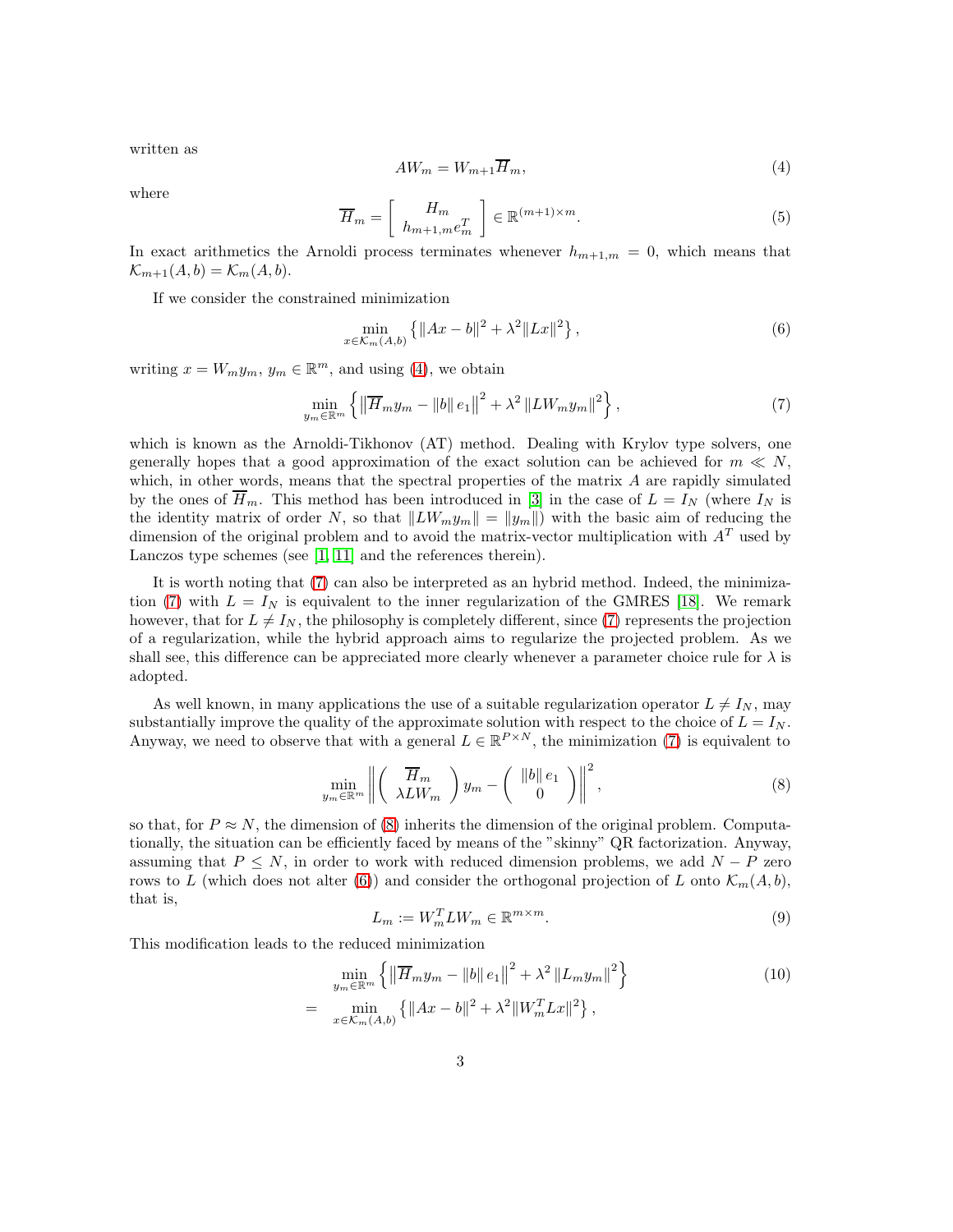written as

$$AW_m = W_{m+1}\overline{H}_m, \tag{4}$$

where

$$\overline{H}_m = \left[ \begin{array}{c} H_m \\ h_{m+1,m}e_m^T \end{array} \right] \in \mathbb{R}^{(m+1)\times m}. \tag{5}$$

In exact arithmetics the Arnoldi process terminates whenever $h_{m+1,m} = 0$, which means that $\mathcal{K}_{m+1}(A,b) = \mathcal{K}_m(A,b)$.

If we consider the constrained minimization

$$\min_{x\in\mathcal{K}_m(A,b)} \left\{ \|Ax - b\|^2 + \lambda^2\|Lx\|^2 \right\}, \tag{6}$$

writing $x = W_m y_m$, $y_m \in \mathbb{R}^m$, and using (4), we obtain

$$\min_{y_m\in\mathbb{R}^m} \left\{ \left\|\overline{H}_m y_m - \|b\|\, e_1\right\|^2 + \lambda^2 \left\|LW_m y_m\right\|^2 \right\}, \tag{7}$$

which is known as the Arnoldi-Tikhonov (AT) method. Dealing with Krylov type solvers, one generally hopes that a good approximation of the exact solution can be achieved for $m \ll N$, which, in other words, means that the spectral properties of the matrix $A$ are rapidly simulated by the ones of $\overline{H}_m$. This method has been introduced in [3] in the case of $L = I_N$ (where $I_N$ is the identity matrix of order $N$, so that $\|LW_m y_m\| = \|y_m\|$) with the basic aim of reducing the dimension of the original problem and to avoid the matrix-vector multiplication with $A^T$ used by Lanczos type schemes (see [1, 11] and the references therein).

It is worth noting that (7) can also be interpreted as an hybrid method. Indeed, the minimization (7) with $L = I_N$ is equivalent to the inner regularization of the GMRES [18]. We remark however, that for $L \neq I_N$, the philosophy is completely different, since (7) represents the projection of a regularization, while the hybrid approach aims to regularize the projected problem. As we shall see, this difference can be appreciated more clearly whenever a parameter choice rule for $\lambda$ is adopted.

As well known, in many applications the use of a suitable regularization operator $L \neq I_N$, may substantially improve the quality of the approximate solution with respect to the choice of $L = I_N$. Anyway, we need to observe that with a general $L \in \mathbb{R}^{P\times N}$, the minimization (7) is equivalent to

$$\min_{y_m\in\mathbb{R}^m} \left\| \left( \begin{array}{c} \overline{H}_m \\ \lambda L W_m \end{array} \right) y_m - \left( \begin{array}{c} \|b\|\, e_1 \\ 0 \end{array} \right) \right\|^2, \tag{8}$$

so that, for $P \approx N$, the dimension of (8) inherits the dimension of the original problem. Computationally, the situation can be efficiently faced by means of the "skinny" QR factorization. Anyway, assuming that $P \leq N$, in order to work with reduced dimension problems, we add $N - P$ zero rows to $L$ (which does not alter (6)) and consider the orthogonal projection of $L$ onto $\mathcal{K}_m(A,b)$, that is,

$$L_m := W_m^T L W_m \in \mathbb{R}^{m\times m}. \tag{9}$$

This modification leads to the reduced minimization

$$\begin{aligned} &\min_{y_m\in\mathbb{R}^m} \left\{ \left\|\overline{H}_m y_m - \|b\|\, e_1\right\|^2 + \lambda^2 \left\|L_m y_m\right\|^2 \right\} \qquad (10) \\ = \quad &\min_{x\in\mathcal{K}_m(A,b)} \left\{ \|Ax - b\|^2 + \lambda^2 \|W_m^T L x\|^2 \right\}, \end{aligned}$$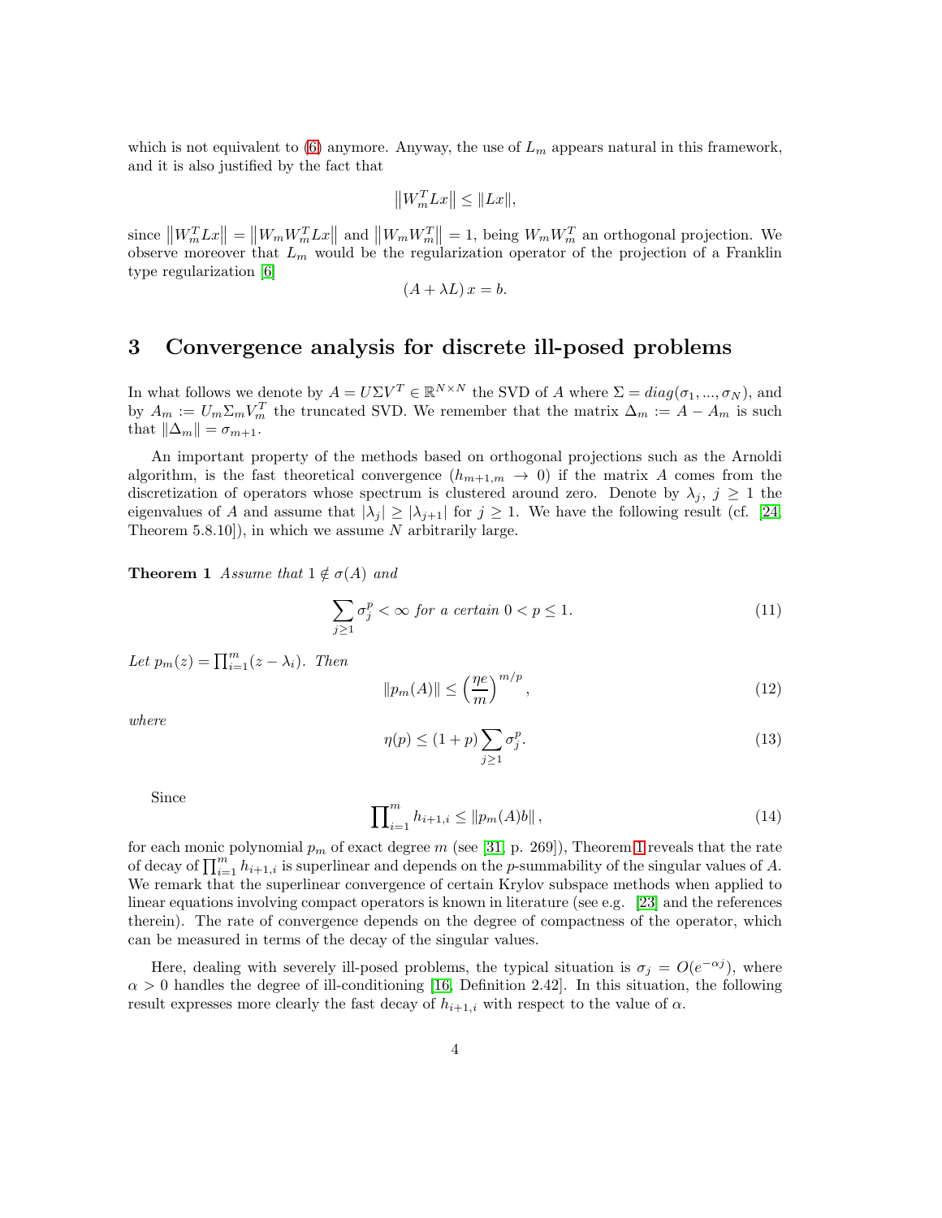which is not equivalent to (6) anymore. Anyway, the use of $L_m$ appears natural in this framework, and it is also justified by the fact that

$$\left\|W_m^T L x\right\| \leq \|Lx\|,$$

since $\left\|W_m^T L x\right\| = \left\|W_m W_m^T L x\right\|$ and $\left\|W_m W_m^T\right\| = 1$, being $W_m W_m^T$ an orthogonal projection. We observe moreover that $L_m$ would be the regularization operator of the projection of a Franklin type regularization [6]

$$(A + \lambda L)\, x = b.$$

## 3 Convergence analysis for discrete ill-posed problems

In what follows we denote by $A = U\Sigma V^T \in \mathbb{R}^{N\times N}$ the SVD of $A$ where $\Sigma = diag(\sigma_1, ..., \sigma_N)$, and by $A_m := U_m \Sigma_m V_m^T$ the truncated SVD. We remember that the matrix $\Delta_m := A - A_m$ is such that $\|\Delta_m\| = \sigma_{m+1}$.

An important property of the methods based on orthogonal projections such as the Arnoldi algorithm, is the fast theoretical convergence ($h_{m+1,m} \to 0$) if the matrix $A$ comes from the discretization of operators whose spectrum is clustered around zero. Denote by $\lambda_j$, $j \geq 1$ the eigenvalues of $A$ and assume that $|\lambda_j| \geq |\lambda_{j+1}|$ for $j \geq 1$. We have the following result (cf. [24, Theorem 5.8.10]), in which we assume $N$ arbitrarily large.

**Theorem 1** *Assume that $1 \notin \sigma(A)$ and*

$$\sum_{j\geq 1} \sigma_j^p < \infty \text{ for a certain } 0 < p \leq 1. \tag{11}$$

*Let $p_m(z) = \prod_{i=1}^m (z - \lambda_i)$. Then*

$$\|p_m(A)\| \leq \left(\frac{\eta e}{m}\right)^{m/p}, \tag{12}$$

*where*

$$\eta(p) \leq (1+p) \sum_{j\geq 1} \sigma_j^p. \tag{13}$$

Since

$$\prod\nolimits_{i=1}^m h_{i+1,i} \leq \|p_m(A) b\|, \tag{14}$$

for each monic polynomial $p_m$ of exact degree $m$ (see [31, p. 269]), Theorem 1 reveals that the rate of decay of $\prod_{i=1}^m h_{i+1,i}$ is superlinear and depends on the $p$-summability of the singular values of $A$. We remark that the superlinear convergence of certain Krylov subspace methods when applied to linear equations involving compact operators is known in literature (see e.g. [23] and the references therein). The rate of convergence depends on the degree of compactness of the operator, which can be measured in terms of the decay of the singular values.

Here, dealing with severely ill-posed problems, the typical situation is $\sigma_j = O(e^{-\alpha j})$, where $\alpha > 0$ handles the degree of ill-conditioning [16, Definition 2.42]. In this situation, the following result expresses more clearly the fast decay of $h_{i+1,i}$ with respect to the value of $\alpha$.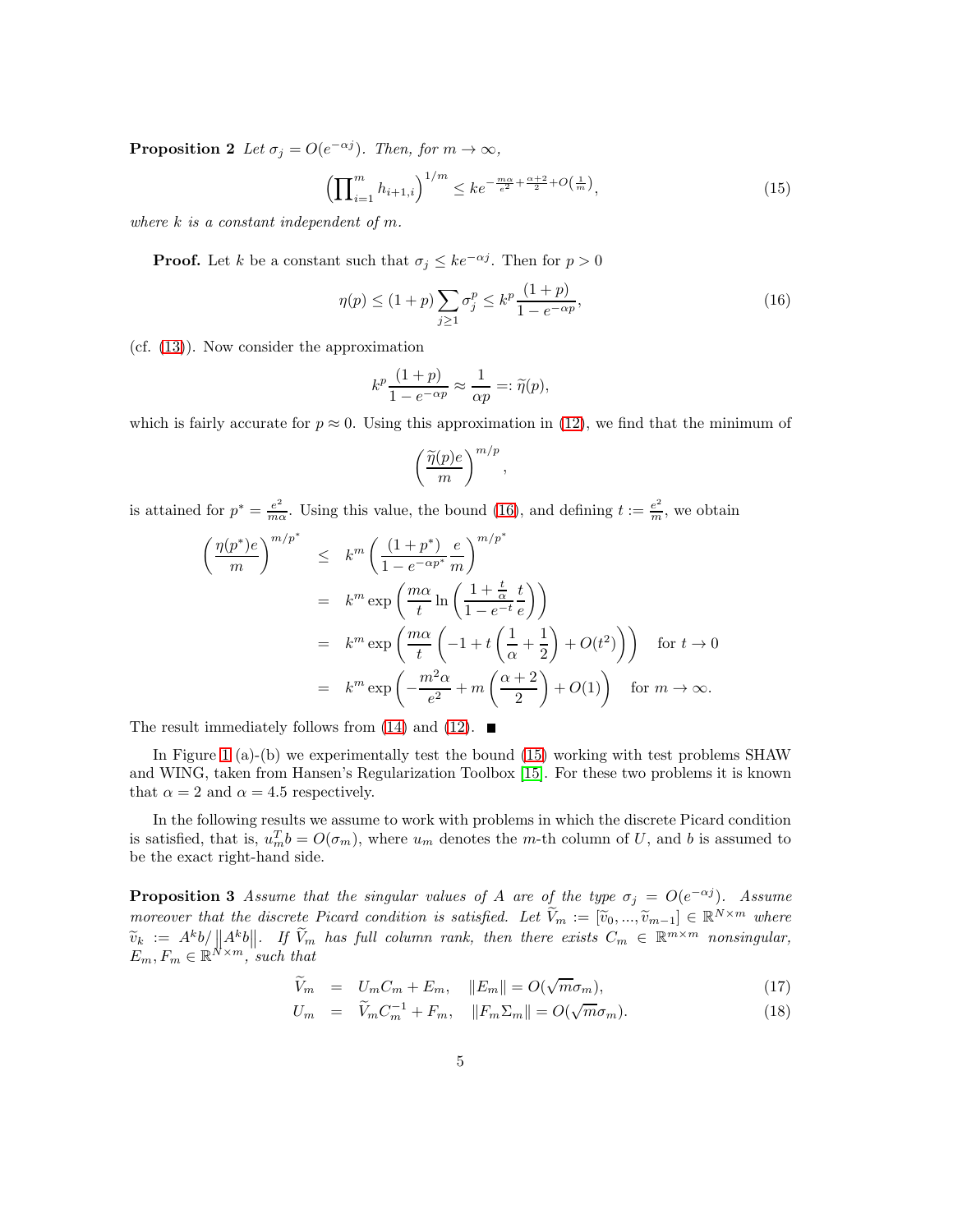**Proposition 2** *Let $\sigma_j = O(e^{-\alpha j})$. Then, for $m \to \infty$,*

$$\left(\prod_{i=1}^{m} h_{i+1,i}\right)^{1/m} \leq k e^{-\frac{m\alpha}{e^2}+\frac{\alpha+2}{2}+O\left(\frac{1}{m}\right)}, \tag{15}$$

*where $k$ is a constant independent of $m$.*

**Proof.** Let $k$ be a constant such that $\sigma_j \leq k e^{-\alpha j}$. Then for $p > 0$

$$\eta(p) \leq (1+p)\sum_{j\geq 1}\sigma_j^p \leq k^p \frac{(1+p)}{1-e^{-\alpha p}}, \tag{16}$$

(cf. (13)). Now consider the approximation

$$k^p \frac{(1+p)}{1-e^{-\alpha p}} \approx \frac{1}{\alpha p} =: \widetilde{\eta}(p),$$

which is fairly accurate for $p \approx 0$. Using this approximation in (12), we find that the minimum of

$$\left(\frac{\widetilde{\eta}(p)e}{m}\right)^{m/p},$$

is attained for $p^* = \frac{e^2}{m\alpha}$. Using this value, the bound (16), and defining $t := \frac{e^2}{m}$, we obtain

$$\begin{aligned}
\left(\frac{\eta(p^*)e}{m}\right)^{m/p^*} &\leq k^m \left(\frac{(1+p^*)}{1-e^{-\alpha p^*}}\frac{e}{m}\right)^{m/p^*} \\
&= k^m \exp\left(\frac{m\alpha}{t}\ln\left(\frac{1+\frac{t}{\alpha}}{1-e^{-t}}\frac{t}{e}\right)\right) \\
&= k^m \exp\left(\frac{m\alpha}{t}\left(-1+t\left(\frac{1}{\alpha}+\frac{1}{2}\right)+O(t^2)\right)\right) \quad \text{for } t \to 0 \\
&= k^m \exp\left(-\frac{m^2\alpha}{e^2}+m\left(\frac{\alpha+2}{2}\right)+O(1)\right) \quad \text{for } m \to \infty.
\end{aligned}$$

The result immediately follows from (14) and (12). ■

In Figure 1 (a)-(b) we experimentally test the bound (15) working with test problems SHAW and WING, taken from Hansen's Regularization Toolbox [15]. For these two problems it is known that $\alpha = 2$ and $\alpha = 4.5$ respectively.

In the following results we assume to work with problems in which the discrete Picard condition is satisfied, that is, $u_m^T b = O(\sigma_m)$, where $u_m$ denotes the $m$-th column of $U$, and $b$ is assumed to be the exact right-hand side.

**Proposition 3** *Assume that the singular values of $A$ are of the type $\sigma_j = O(e^{-\alpha j})$. Assume moreover that the discrete Picard condition is satisfied. Let $\widetilde{V}_m := [\widetilde{v}_0, ..., \widetilde{v}_{m-1}] \in \mathbb{R}^{N\times m}$ where $\widetilde{v}_k := A^k b / \left\|A^k b\right\|$. If $\widetilde{V}_m$ has full column rank, then there exists $C_m \in \mathbb{R}^{m\times m}$ nonsingular, $E_m, F_m \in \mathbb{R}^{N\times m}$, such that*

$$\widetilde{V}_m = U_m C_m + E_m, \quad \|E_m\| = O(\sqrt{m}\sigma_m), \tag{17}$$

$$U_m = \widetilde{V}_m C_m^{-1} + F_m, \quad \|F_m \Sigma_m\| = O(\sqrt{m}\sigma_m). \tag{18}$$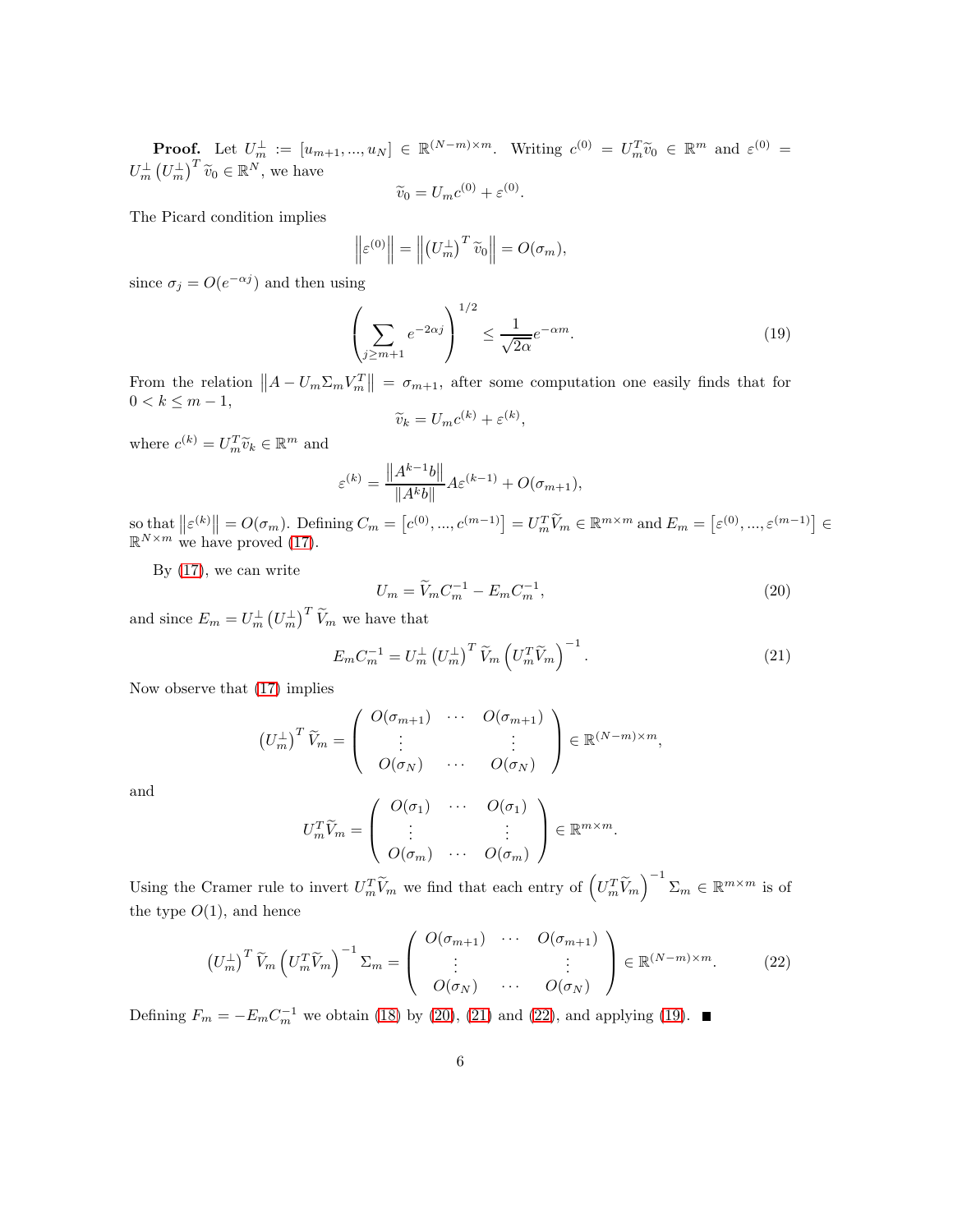**Proof.** Let $U_m^{\perp} := [u_{m+1}, ..., u_N] \in \mathbb{R}^{(N-m)\times m}$. Writing $c^{(0)} = U_m^T \widetilde{v}_0 \in \mathbb{R}^m$ and $\varepsilon^{(0)} = U_m^{\perp} \left(U_m^{\perp}\right)^T \widetilde{v}_0 \in \mathbb{R}^N$, we have

$$\widetilde{v}_0 = U_m c^{(0)} + \varepsilon^{(0)}.$$

The Picard condition implies

$$\left\|\varepsilon^{(0)}\right\| = \left\|\left(U_m^{\perp}\right)^T \widetilde{v}_0\right\| = O(\sigma_m),$$

since $\sigma_j = O(e^{-\alpha j})$ and then using

$$\left(\sum_{j\geq m+1} e^{-2\alpha j}\right)^{1/2} \leq \frac{1}{\sqrt{2\alpha}} e^{-\alpha m}. \tag{19}$$

From the relation $\left\|A - U_m \Sigma_m V_m^T\right\| = \sigma_{m+1}$, after some computation one easily finds that for $0 < k \leq m-1$,

$$\widetilde{v}_k = U_m c^{(k)} + \varepsilon^{(k)},$$

where $c^{(k)} = U_m^T \widetilde{v}_k \in \mathbb{R}^m$ and

$$\varepsilon^{(k)} = \frac{\left\|A^{k-1}b\right\|}{\left\|A^k b\right\|} A \varepsilon^{(k-1)} + O(\sigma_{m+1}),$$

so that $\left\|\varepsilon^{(k)}\right\| = O(\sigma_m)$. Defining $C_m = \left[c^{(0)}, ..., c^{(m-1)}\right] = U_m^T \widetilde{V}_m \in \mathbb{R}^{m\times m}$ and $E_m = \left[\varepsilon^{(0)}, ..., \varepsilon^{(m-1)}\right] \in \mathbb{R}^{N\times m}$ we have proved (17).

By (17), we can write

$$U_m = \widetilde{V}_m C_m^{-1} - E_m C_m^{-1}, \tag{20}$$

and since $E_m = U_m^{\perp} \left(U_m^{\perp}\right)^T \widetilde{V}_m$ we have that

$$E_m C_m^{-1} = U_m^{\perp} \left(U_m^{\perp}\right)^T \widetilde{V}_m \left(U_m^T \widetilde{V}_m\right)^{-1}. \tag{21}$$

Now observe that (17) implies

$$\left(U_m^{\perp}\right)^T \widetilde{V}_m = \begin{pmatrix} O(\sigma_{m+1}) & \cdots & O(\sigma_{m+1}) \\ \vdots & & \vdots \\ O(\sigma_N) & \cdots & O(\sigma_N) \end{pmatrix} \in \mathbb{R}^{(N-m)\times m},$$

and

$$U_m^T \widetilde{V}_m = \begin{pmatrix} O(\sigma_1) & \cdots & O(\sigma_1) \\ \vdots & & \vdots \\ O(\sigma_m) & \cdots & O(\sigma_m) \end{pmatrix} \in \mathbb{R}^{m\times m}.$$

Using the Cramer rule to invert $U_m^T \widetilde{V}_m$ we find that each entry of $\left(U_m^T \widetilde{V}_m\right)^{-1} \Sigma_m \in \mathbb{R}^{m\times m}$ is of the type $O(1)$, and hence

$$\left(U_m^{\perp}\right)^T \widetilde{V}_m \left(U_m^T \widetilde{V}_m\right)^{-1} \Sigma_m = \begin{pmatrix} O(\sigma_{m+1}) & \cdots & O(\sigma_{m+1}) \\ \vdots & & \vdots \\ O(\sigma_N) & \cdots & O(\sigma_N) \end{pmatrix} \in \mathbb{R}^{(N-m)\times m}. \tag{22}$$

Defining $F_m = -E_m C_m^{-1}$ we obtain (18) by (20), (21) and (22), and applying (19). ∎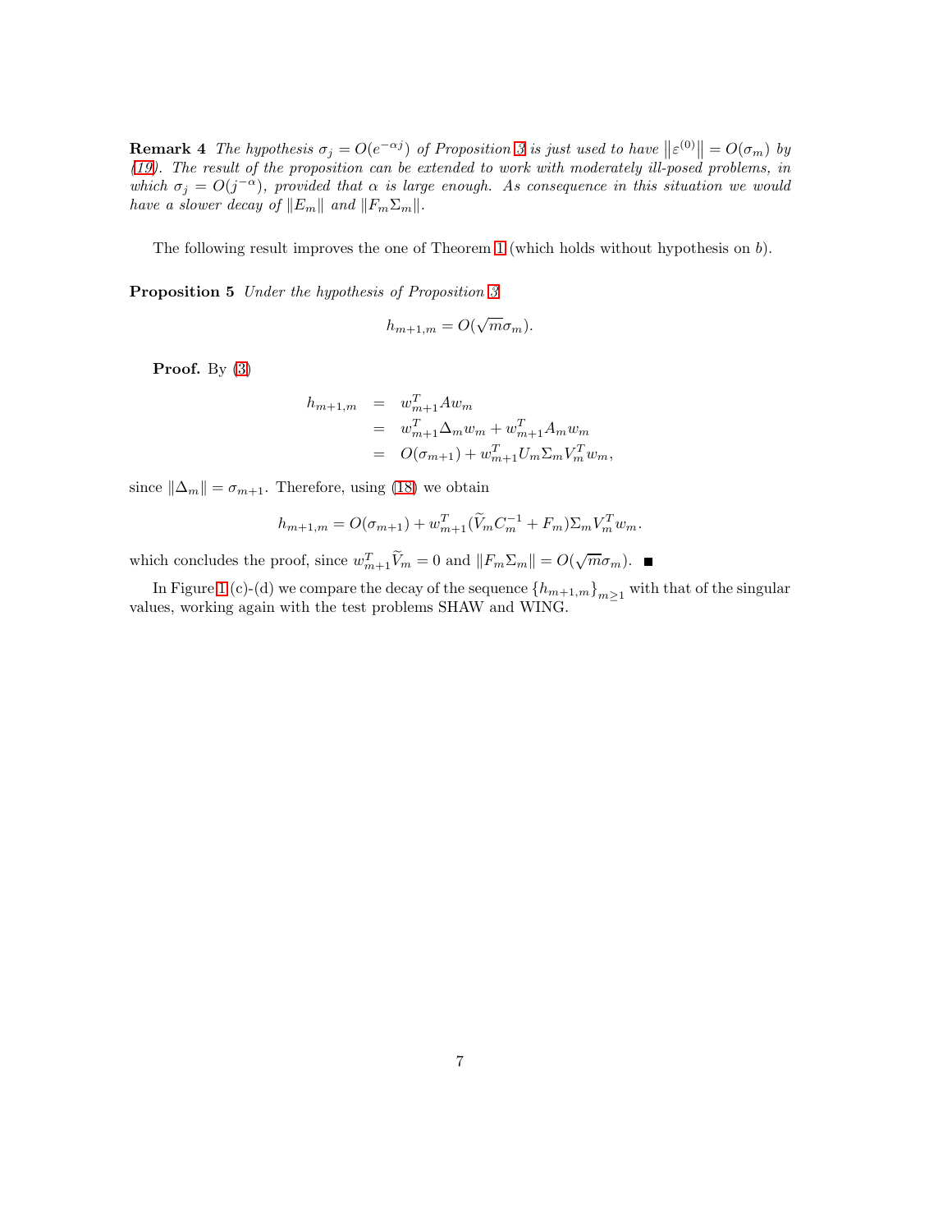**Remark 4** *The hypothesis $\sigma_j = O(e^{-\alpha j})$ of Proposition 3 is just used to have $\left\|\varepsilon^{(0)}\right\| = O(\sigma_m)$ by (19). The result of the proposition can be extended to work with moderately ill-posed problems, in which $\sigma_j = O(j^{-\alpha})$, provided that $\alpha$ is large enough. As consequence in this situation we would have a slower decay of $\|E_m\|$ and $\|F_m \Sigma_m\|$.*

The following result improves the one of Theorem 1 (which holds without hypothesis on $b$).

**Proposition 5** *Under the hypothesis of Proposition 3*

$$h_{m+1,m} = O(\sqrt{m}\sigma_m).$$

**Proof.** By (3)

$$\begin{aligned}
h_{m+1,m} &= w_{m+1}^T A w_m \\
&= w_{m+1}^T \Delta_m w_m + w_{m+1}^T A_m w_m \\
&= O(\sigma_{m+1}) + w_{m+1}^T U_m \Sigma_m V_m^T w_m,
\end{aligned}$$

since $\|\Delta_m\| = \sigma_{m+1}$. Therefore, using (18) we obtain

$$h_{m+1,m} = O(\sigma_{m+1}) + w_{m+1}^T (\widetilde{V}_m C_m^{-1} + F_m) \Sigma_m V_m^T w_m.$$

which concludes the proof, since $w_{m+1}^T \widetilde{V}_m = 0$ and $\|F_m \Sigma_m\| = O(\sqrt{m}\sigma_m)$. ■

In Figure 1 (c)-(d) we compare the decay of the sequence $\{h_{m+1,m}\}_{m\geq 1}$ with that of the singular values, working again with the test problems SHAW and WING.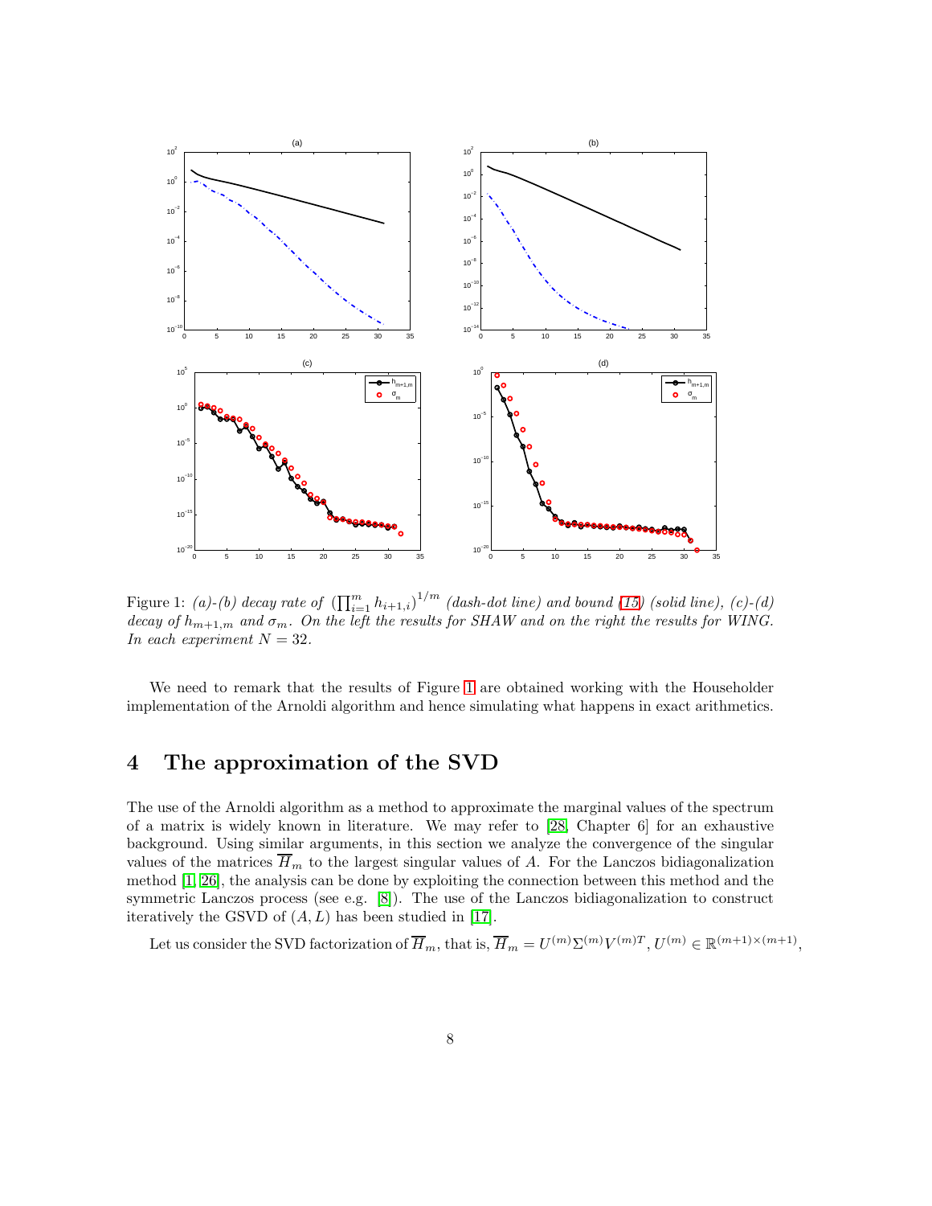Figure 1: *(a)-(b) decay rate of* $\left(\prod_{i=1}^{m} h_{i+1,i}\right)^{1/m}$ *(dash-dot line) and bound (15) (solid line), (c)-(d) decay of* $h_{m+1,m}$ *and* $\sigma_m$*. On the left the results for SHAW and on the right the results for WING. In each experiment* $N = 32$.

We need to remark that the results of Figure 1 are obtained working with the Householder implementation of the Arnoldi algorithm and hence simulating what happens in exact arithmetics.

# 4 The approximation of the SVD

The use of the Arnoldi algorithm as a method to approximate the marginal values of the spectrum of a matrix is widely known in literature. We may refer to [28, Chapter 6] for an exhaustive background. Using similar arguments, in this section we analyze the convergence of the singular values of the matrices $\overline{H}_m$ to the largest singular values of $A$. For the Lanczos bidiagonalization method [1, 26], the analysis can be done by exploiting the connection between this method and the symmetric Lanczos process (see e.g. [8]). The use of the Lanczos bidiagonalization to construct iteratively the GSVD of $(A, L)$ has been studied in [17].

Let us consider the SVD factorization of $\overline{H}_m$, that is, $\overline{H}_m = U^{(m)} \Sigma^{(m)} V^{(m)T}$, $U^{(m)} \in \mathbb{R}^{(m+1)\times(m+1)}$,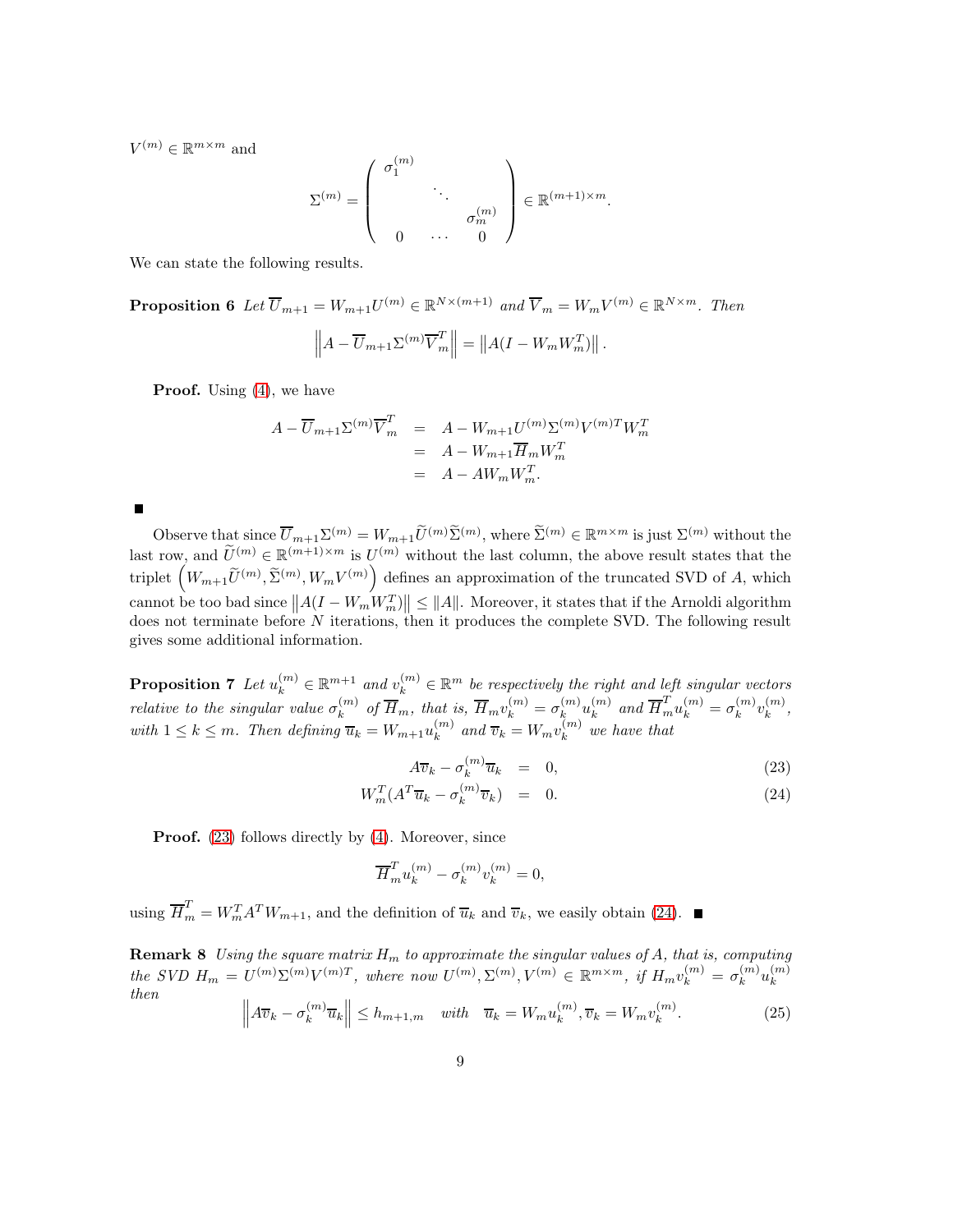$V^{(m)} \in \mathbb{R}^{m\times m}$ and

$$\Sigma^{(m)} = \begin{pmatrix} \sigma_1^{(m)} & & \\ & \ddots & \\ & & \sigma_m^{(m)} \\ 0 & \cdots & 0 \end{pmatrix} \in \mathbb{R}^{(m+1)\times m}.$$

We can state the following results.

**Proposition 6** *Let $\overline{U}_{m+1} = W_{m+1}U^{(m)} \in \mathbb{R}^{N\times(m+1)}$ and $\overline{V}_m = W_m V^{(m)} \in \mathbb{R}^{N\times m}$. Then*

$$\left\| A - \overline{U}_{m+1}\Sigma^{(m)}\overline{V}_m^T \right\| = \left\| A(I - W_m W_m^T) \right\|.$$

**Proof.** Using (4), we have

$$\begin{aligned} A - \overline{U}_{m+1}\Sigma^{(m)}\overline{V}_m^T &= A - W_{m+1}U^{(m)}\Sigma^{(m)}V^{(m)T}W_m^T \\ &= A - W_{m+1}\overline{H}_m W_m^T \\ &= A - AW_m W_m^T. \end{aligned}$$

■

Observe that since $\overline{U}_{m+1}\Sigma^{(m)} = W_{m+1}\widetilde{U}^{(m)}\widetilde{\Sigma}^{(m)}$, where $\widetilde{\Sigma}^{(m)} \in \mathbb{R}^{m\times m}$ is just $\Sigma^{(m)}$ without the last row, and $\widetilde{U}^{(m)} \in \mathbb{R}^{(m+1)\times m}$ is $U^{(m)}$ without the last column, the above result states that the triplet $\left(W_{m+1}\widetilde{U}^{(m)}, \widetilde{\Sigma}^{(m)}, W_m V^{(m)}\right)$ defines an approximation of the truncated SVD of $A$, which cannot be too bad since $\left\| A(I - W_m W_m^T) \right\| \leq \|A\|$. Moreover, it states that if the Arnoldi algorithm does not terminate before $N$ iterations, then it produces the complete SVD. The following result gives some additional information.

**Proposition 7** *Let $u_k^{(m)} \in \mathbb{R}^{m+1}$ and $v_k^{(m)} \in \mathbb{R}^m$ be respectively the right and left singular vectors relative to the singular value $\sigma_k^{(m)}$ of $\overline{H}_m$, that is, $\overline{H}_m v_k^{(m)} = \sigma_k^{(m)} u_k^{(m)}$ and $\overline{H}_m^T u_k^{(m)} = \sigma_k^{(m)} v_k^{(m)}$, with $1 \leq k \leq m$. Then defining $\overline{u}_k = W_{m+1}u_k^{(m)}$ and $\overline{v}_k = W_m v_k^{(m)}$ we have that*

$$A\overline{v}_k - \sigma_k^{(m)}\overline{u}_k = 0, \tag{23}$$

$$W_m^T(A^T\overline{u}_k - \sigma_k^{(m)}\overline{v}_k) = 0. \tag{24}$$

**Proof.** (23) follows directly by (4). Moreover, since

$$\overline{H}_m^T u_k^{(m)} - \sigma_k^{(m)} v_k^{(m)} = 0,$$

using $\overline{H}_m^T = W_m^T A^T W_{m+1}$, and the definition of $\overline{u}_k$ and $\overline{v}_k$, we easily obtain (24). ■

**Remark 8** *Using the square matrix $H_m$ to approximate the singular values of $A$, that is, computing the SVD $H_m = U^{(m)}\Sigma^{(m)}V^{(m)T}$, where now $U^{(m)}, \Sigma^{(m)}, V^{(m)} \in \mathbb{R}^{m\times m}$, if $H_m v_k^{(m)} = \sigma_k^{(m)} u_k^{(m)}$ then*

$$\left\| A\overline{v}_k - \sigma_k^{(m)}\overline{u}_k \right\| \leq h_{m+1,m} \quad \text{with} \quad \overline{u}_k = W_m u_k^{(m)}, \overline{v}_k = W_m v_k^{(m)}. \tag{25}$$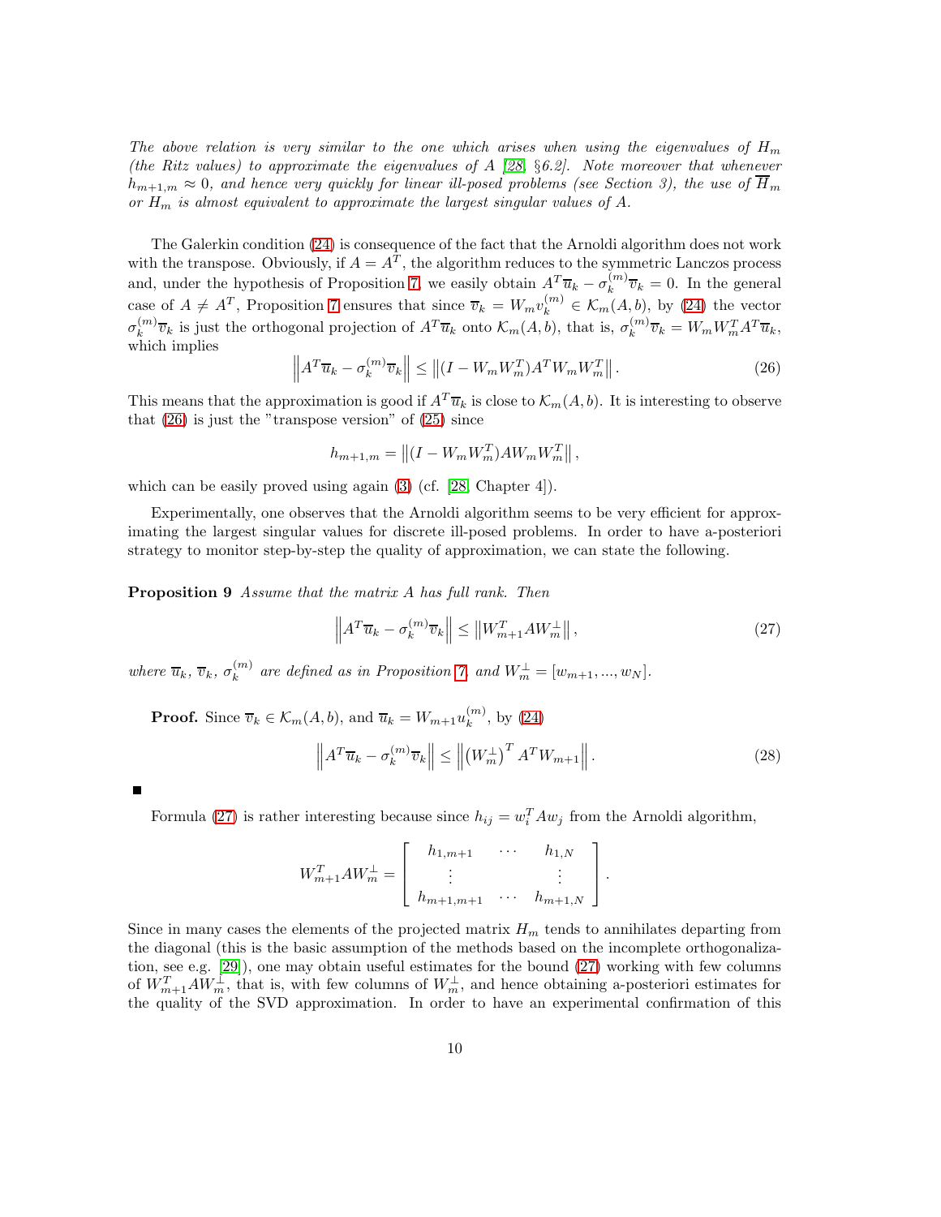*The above relation is very similar to the one which arises when using the eigenvalues of $H_m$ (the Ritz values) to approximate the eigenvalues of $A$ [28, §6.2]. Note moreover that whenever $h_{m+1,m} \approx 0$, and hence very quickly for linear ill-posed problems (see Section 3), the use of $\overline{H}_m$ or $H_m$ is almost equivalent to approximate the largest singular values of $A$.*

The Galerkin condition (24) is consequence of the fact that the Arnoldi algorithm does not work with the transpose. Obviously, if $A = A^T$, the algorithm reduces to the symmetric Lanczos process and, under the hypothesis of Proposition 7, we easily obtain $A^T\overline{u}_k - \sigma_k^{(m)}\overline{v}_k = 0$. In the general case of $A \neq A^T$, Proposition 7 ensures that since $\overline{v}_k = W_m v_k^{(m)} \in \mathcal{K}_m(A,b)$, by (24) the vector $\sigma_k^{(m)}\overline{v}_k$ is just the orthogonal projection of $A^T\overline{u}_k$ onto $\mathcal{K}_m(A,b)$, that is, $\sigma_k^{(m)}\overline{v}_k = W_m W_m^T A^T \overline{u}_k$, which implies

$$\left\| A^T\overline{u}_k - \sigma_k^{(m)}\overline{v}_k \right\| \leq \left\| (I - W_m W_m^T) A^T W_m W_m^T \right\|. \tag{26}$$

This means that the approximation is good if $A^T\overline{u}_k$ is close to $\mathcal{K}_m(A,b)$. It is interesting to observe that (26) is just the "transpose version" of (25) since

$$h_{m+1,m} = \left\| (I - W_m W_m^T) A W_m W_m^T \right\|,$$

which can be easily proved using again (3) (cf. [28, Chapter 4]).

Experimentally, one observes that the Arnoldi algorithm seems to be very efficient for approximating the largest singular values for discrete ill-posed problems. In order to have a-posteriori strategy to monitor step-by-step the quality of approximation, we can state the following.

**Proposition 9** *Assume that the matrix $A$ has full rank. Then*

$$\left\| A^T\overline{u}_k - \sigma_k^{(m)}\overline{v}_k \right\| \leq \left\| W_{m+1}^T A W_m^{\perp} \right\|, \tag{27}$$

*where $\overline{u}_k$, $\overline{v}_k$, $\sigma_k^{(m)}$ are defined as in Proposition 7, and $W_m^{\perp} = [w_{m+1}, ..., w_N]$.*

**Proof.** Since $\overline{v}_k \in \mathcal{K}_m(A,b)$, and $\overline{u}_k = W_{m+1}u_k^{(m)}$, by (24)

$$\left\| A^T\overline{u}_k - \sigma_k^{(m)}\overline{v}_k \right\| \leq \left\| \left(W_m^{\perp}\right)^T A^T W_{m+1} \right\|. \tag{28}$$

■

Formula (27) is rather interesting because since $h_{ij} = w_i^T A w_j$ from the Arnoldi algorithm,

$$W_{m+1}^T A W_m^{\perp} = \begin{bmatrix} h_{1,m+1} & \cdots & h_{1,N} \\ \vdots & & \vdots \\ h_{m+1,m+1} & \cdots & h_{m+1,N} \end{bmatrix}.$$

Since in many cases the elements of the projected matrix $H_m$ tends to annihilates departing from the diagonal (this is the basic assumption of the methods based on the incomplete orthogonalization, see e.g. [29]), one may obtain useful estimates for the bound (27) working with few columns of $W_{m+1}^T A W_m^{\perp}$, that is, with few columns of $W_m^{\perp}$, and hence obtaining a-posteriori estimates for the quality of the SVD approximation. In order to have an experimental confirmation of this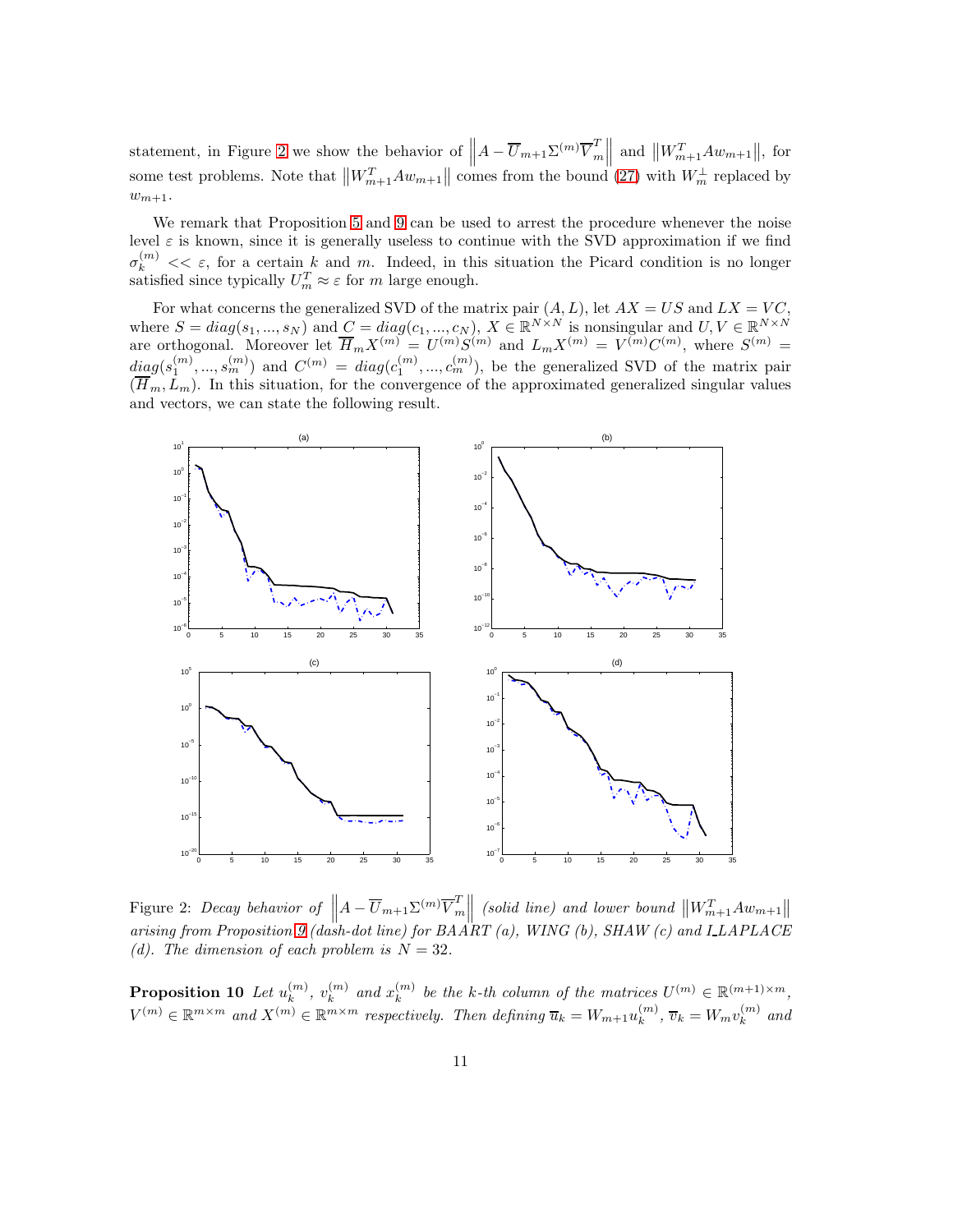statement, in Figure 2 we show the behavior of $\left\| A - \overline{U}_{m+1}\Sigma^{(m)}\overline{V}_m^T \right\|$ and $\left\| W_{m+1}^T A w_{m+1} \right\|$, for some test problems. Note that $\left\| W_{m+1}^T A w_{m+1} \right\|$ comes from the bound (27) with $W_m^{\perp}$ replaced by $w_{m+1}$.

We remark that Proposition 5 and 9 can be used to arrest the procedure whenever the noise level $\varepsilon$ is known, since it is generally useless to continue with the SVD approximation if we find $\sigma_k^{(m)} << \varepsilon$, for a certain $k$ and $m$. Indeed, in this situation the Picard condition is no longer satisfied since typically $U_m^T \approx \varepsilon$ for $m$ large enough.

For what concerns the generalized SVD of the matrix pair $(A, L)$, let $AX = US$ and $LX = VC$, where $S = diag(s_1, ..., s_N)$ and $C = diag(c_1, ..., c_N)$, $X \in \mathbb{R}^{N \times N}$ is nonsingular and $U, V \in \mathbb{R}^{N \times N}$ are orthogonal. Moreover let $\overline{H}_m X^{(m)} = U^{(m)} S^{(m)}$ and $L_m X^{(m)} = V^{(m)} C^{(m)}$, where $S^{(m)} = diag(s_1^{(m)}, ..., s_m^{(m)})$ and $C^{(m)} = diag(c_1^{(m)}, ..., c_m^{(m)})$, be the generalized SVD of the matrix pair $(\overline{H}_m, L_m)$. In this situation, for the convergence of the approximated generalized singular values and vectors, we can state the following result.

Figure 2: *Decay behavior of* $\left\| A - \overline{U}_{m+1}\Sigma^{(m)}\overline{V}_m^T \right\|$ *(solid line) and lower bound* $\left\| W_{m+1}^T A w_{m+1} \right\|$ *arising from Proposition 9 (dash-dot line) for BAART (a), WING (b), SHAW (c) and I_LAPLACE (d). The dimension of each problem is* $N = 32$.

**Proposition 10** *Let* $u_k^{(m)}$, $v_k^{(m)}$ *and* $x_k^{(m)}$ *be the k-th column of the matrices* $U^{(m)} \in \mathbb{R}^{(m+1)\times m}$, $V^{(m)} \in \mathbb{R}^{m \times m}$ *and* $X^{(m)} \in \mathbb{R}^{m \times m}$ *respectively. Then defining* $\overline{u}_k = W_{m+1} u_k^{(m)}$, $\overline{v}_k = W_m v_k^{(m)}$ *and*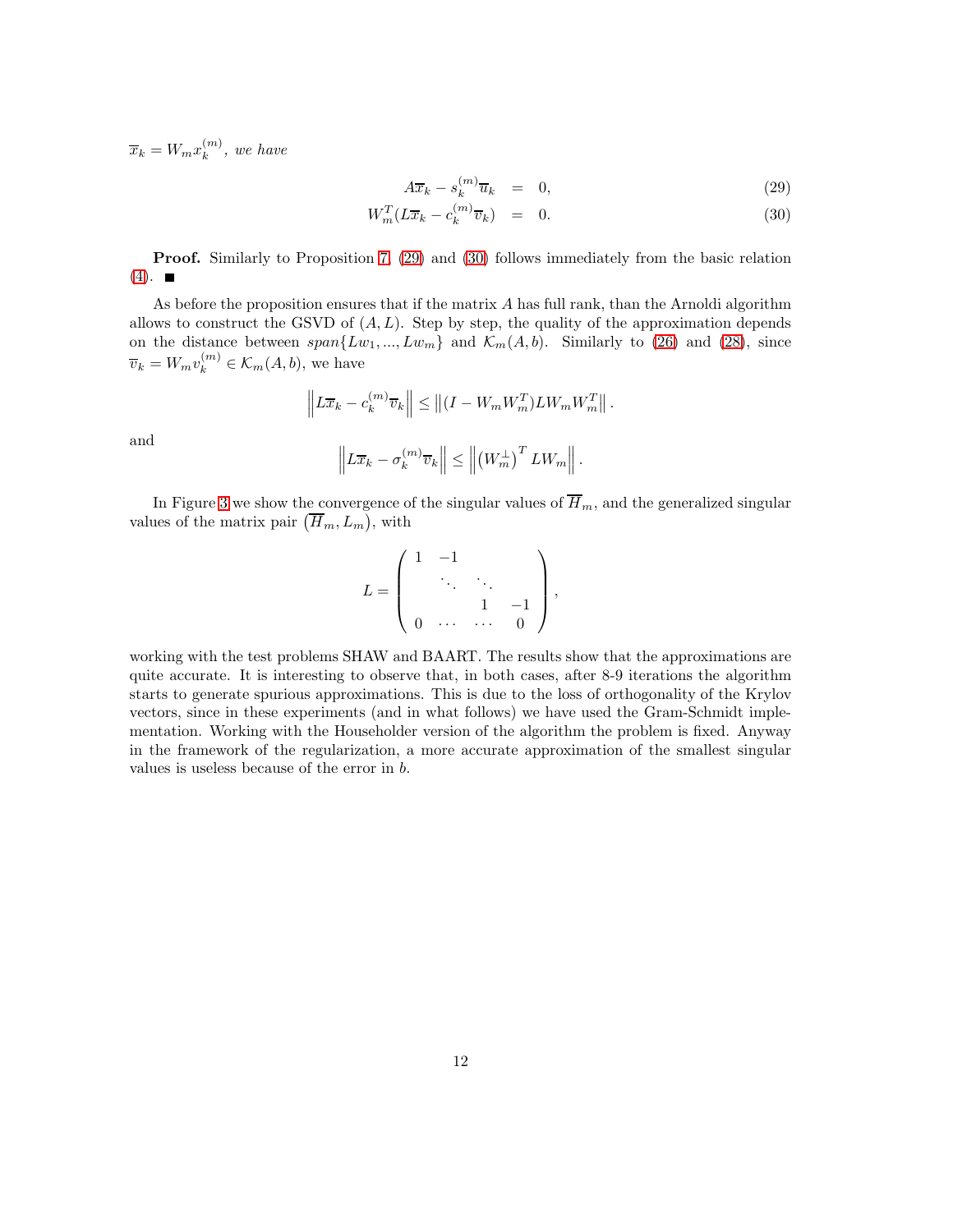$\overline{x}_k = W_m x_k^{(m)}$, *we have*

$$A\overline{x}_k - s_k^{(m)}\overline{u}_k = 0, \tag{29}$$

$$W_m^T(L\overline{x}_k - c_k^{(m)}\overline{v}_k) = 0. \tag{30}$$

**Proof.** Similarly to Proposition 7, (29) and (30) follows immediately from the basic relation (4). ■

As before the proposition ensures that if the matrix $A$ has full rank, than the Arnoldi algorithm allows to construct the GSVD of $(A, L)$. Step by step, the quality of the approximation depends on the distance between $span\{Lw_1, ..., Lw_m\}$ and $\mathcal{K}_m(A, b)$. Similarly to (26) and (28), since $\overline{v}_k = W_m v_k^{(m)} \in \mathcal{K}_m(A, b)$, we have

$$\left\| L\overline{x}_k - c_k^{(m)}\overline{v}_k \right\| \leq \left\| (I - W_m W_m^T) L W_m W_m^T \right\|.$$

and

$$\left\| L\overline{x}_k - \sigma_k^{(m)}\overline{v}_k \right\| \leq \left\| \left(W_m^{\perp}\right)^T L W_m \right\|.$$

In Figure 3 we show the convergence of the singular values of $\overline{H}_m$, and the generalized singular values of the matrix pair $\left(\overline{H}_m, L_m\right)$, with

$$L = \begin{pmatrix} 1 & -1 & & \\ & \ddots & \ddots & \\ & & 1 & -1 \\ 0 & \cdots & \cdots & 0 \end{pmatrix},$$

working with the test problems SHAW and BAART. The results show that the approximations are quite accurate. It is interesting to observe that, in both cases, after 8-9 iterations the algorithm starts to generate spurious approximations. This is due to the loss of orthogonality of the Krylov vectors, since in these experiments (and in what follows) we have used the Gram-Schmidt implementation. Working with the Householder version of the algorithm the problem is fixed. Anyway in the framework of the regularization, a more accurate approximation of the smallest singular values is useless because of the error in $b$.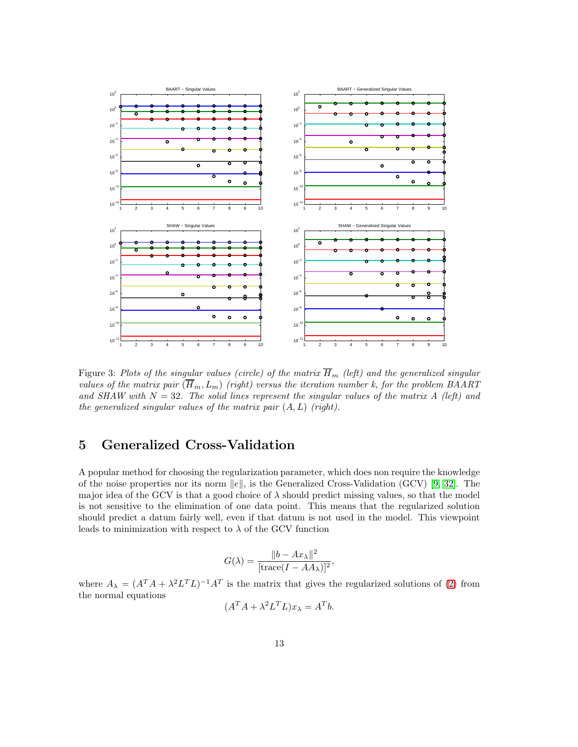Figure 3: *Plots of the singular values (circle) of the matrix $\overline{H}_m$ (left) and the generalized singular values of the matrix pair $(\overline{H}_m, L_m)$ (right) versus the iteration number k, for the problem BAART and SHAW with $N = 32$. The solid lines represent the singular values of the matrix A (left) and the generalized singular values of the matrix pair $(A, L)$ (right).*

## 5 Generalized Cross-Validation

A popular method for choosing the regularization parameter, which does non require the knowledge of the noise properties nor its norm $\|e\|$, is the Generalized Cross-Validation (GCV) [9, 32]. The major idea of the GCV is that a good choice of $\lambda$ should predict missing values, so that the model is not sensitive to the elimination of one data point. This means that the regularized solution should predict a datum fairly well, even if that datum is not used in the model. This viewpoint leads to minimization with respect to $\lambda$ of the GCV function

$$G(\lambda) = \frac{\|b - Ax_\lambda\|^2}{[\text{trace}(I - AA_\lambda)]^2},$$

where $A_\lambda = (A^T A + \lambda^2 L^T L)^{-1} A^T$ is the matrix that gives the regularized solutions of (2) from the normal equations

$$(A^T A + \lambda^2 L^T L) x_\lambda = A^T b.$$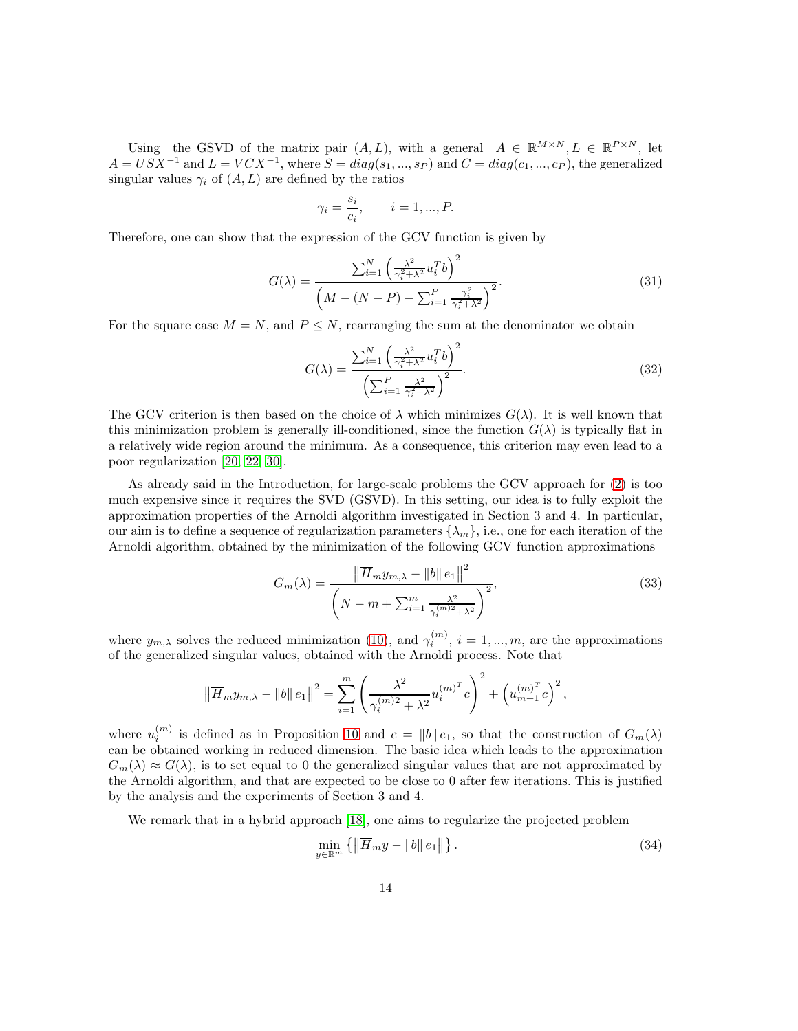Using the GSVD of the matrix pair $(A, L)$, with a general $A \in \mathbb{R}^{M \times N}, L \in \mathbb{R}^{P \times N}$, let $A = USX^{-1}$ and $L = VCX^{-1}$, where $S = diag(s_1, ..., s_P)$ and $C = diag(c_1, ..., c_P)$, the generalized singular values $\gamma_i$ of $(A, L)$ are defined by the ratios

$$\gamma_i = \frac{s_i}{c_i}, \qquad i = 1, ..., P.$$

Therefore, one can show that the expression of the GCV function is given by

$$G(\lambda) = \frac{\sum_{i=1}^{N} \left( \frac{\lambda^2}{\gamma_i^2 + \lambda^2} u_i^T b \right)^2}{\left( M - (N - P) - \sum_{i=1}^{P} \frac{\gamma_i^2}{\gamma_i^2 + \lambda^2} \right)^2}. \tag{31}$$

For the square case $M = N$, and $P \leq N$, rearranging the sum at the denominator we obtain

$$G(\lambda) = \frac{\sum_{i=1}^{N} \left( \frac{\lambda^2}{\gamma_i^2 + \lambda^2} u_i^T b \right)^2}{\left( \sum_{i=1}^{P} \frac{\lambda^2}{\gamma_i^2 + \lambda^2} \right)^2}. \tag{32}$$

The GCV criterion is then based on the choice of $\lambda$ which minimizes $G(\lambda)$. It is well known that this minimization problem is generally ill-conditioned, since the function $G(\lambda)$ is typically flat in a relatively wide region around the minimum. As a consequence, this criterion may even lead to a poor regularization [20, 22, 30].

As already said in the Introduction, for large-scale problems the GCV approach for (2) is too much expensive since it requires the SVD (GSVD). In this setting, our idea is to fully exploit the approximation properties of the Arnoldi algorithm investigated in Section 3 and 4. In particular, our aim is to define a sequence of regularization parameters $\{\lambda_m\}$, i.e., one for each iteration of the Arnoldi algorithm, obtained by the minimization of the following GCV function approximations

$$G_m(\lambda) = \frac{\left\| \overline{H}_m y_{m,\lambda} - \|b\| e_1 \right\|^2}{\left( N - m + \sum_{i=1}^{m} \frac{\lambda^2}{\gamma_i^{(m)2} + \lambda^2} \right)^2}, \tag{33}$$

where $y_{m,\lambda}$ solves the reduced minimization (10), and $\gamma_i^{(m)}$, $i = 1, ..., m$, are the approximations of the generalized singular values, obtained with the Arnoldi process. Note that

$$\left\| \overline{H}_m y_{m,\lambda} - \|b\| e_1 \right\|^2 = \sum_{i=1}^{m} \left( \frac{\lambda^2}{\gamma_i^{(m)2} + \lambda^2} u_i^{(m)^T} c \right)^2 + \left( u_{m+1}^{(m)^T} c \right)^2,$$

where $u_i^{(m)}$ is defined as in Proposition 10 and $c = \|b\| e_1$, so that the construction of $G_m(\lambda)$ can be obtained working in reduced dimension. The basic idea which leads to the approximation $G_m(\lambda) \approx G(\lambda)$, is to set equal to 0 the generalized singular values that are not approximated by the Arnoldi algorithm, and that are expected to be close to 0 after few iterations. This is justified by the analysis and the experiments of Section 3 and 4.

We remark that in a hybrid approach [18], one aims to regularize the projected problem

$$\min_{y \in \mathbb{R}^m} \left\{ \left\| \overline{H}_m y - \|b\| e_1 \right\| \right\}. \tag{34}$$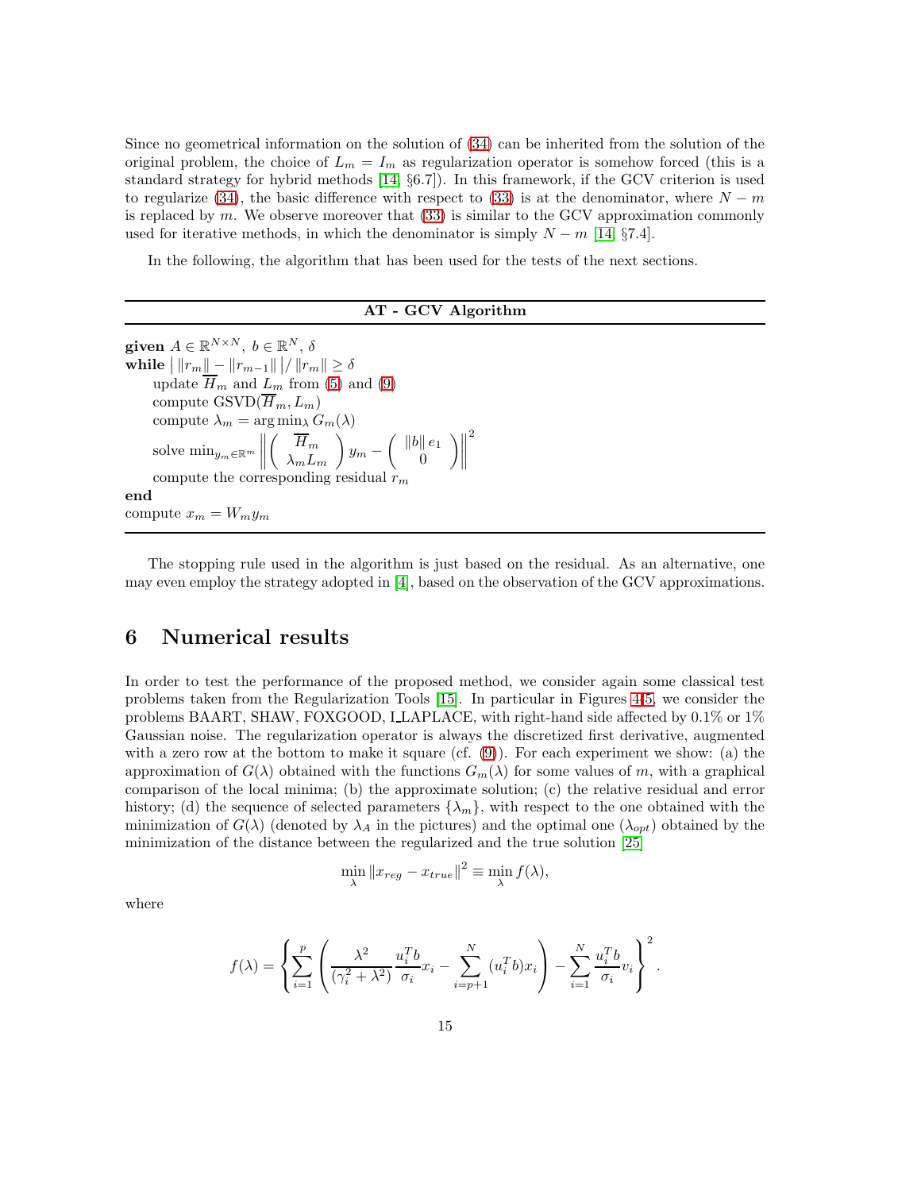Since no geometrical information on the solution of (34) can be inherited from the solution of the original problem, the choice of $L_m = I_m$ as regularization operator is somehow forced (this is a standard strategy for hybrid methods [14, §6.7]). In this framework, if the GCV criterion is used to regularize (34), the basic difference with respect to (33) is at the denominator, where $N - m$ is replaced by $m$. We observe moreover that (33) is similar to the GCV approximation commonly used for iterative methods, in which the denominator is simply $N - m$ [14, §7.4].

In the following, the algorithm that has been used for the tests of the next sections.

---

**AT - GCV Algorithm**

---

**given** $A \in \mathbb{R}^{N\times N},\ b \in \mathbb{R}^N,\ \delta$
**while** $\left|\, \|r_m\| - \|r_{m-1}\| \,\right| / \|r_m\| \geq \delta$
  update $\overline{H}_m$ and $L_m$ from (5) and (9)
  compute GSVD$(\overline{H}_m, L_m)$
  compute $\lambda_m = \arg\min_\lambda G_m(\lambda)$
  solve $\min_{y_m\in\mathbb{R}^m} \left\| \begin{pmatrix} \overline{H}_m \\ \lambda_m L_m \end{pmatrix} y_m - \begin{pmatrix} \|b\|\, e_1 \\ 0 \end{pmatrix} \right\|^2$
  compute the corresponding residual $r_m$
**end**
compute $x_m = W_m y_m$

---

The stopping rule used in the algorithm is just based on the residual. As an alternative, one may even employ the strategy adopted in [4], based on the observation of the GCV approximations.

# 6 Numerical results

In order to test the performance of the proposed method, we consider again some classical test problems taken from the Regularization Tools [15]. In particular in Figures 4-5, we consider the problems BAART, SHAW, FOXGOOD, I_LAPLACE, with right-hand side affected by 0.1% or 1% Gaussian noise. The regularization operator is always the discretized first derivative, augmented with a zero row at the bottom to make it square (cf. (9)). For each experiment we show: (a) the approximation of $G(\lambda)$ obtained with the functions $G_m(\lambda)$ for some values of $m$, with a graphical comparison of the local minima; (b) the approximate solution; (c) the relative residual and error history; (d) the sequence of selected parameters $\{\lambda_m\}$, with respect to the one obtained with the minimization of $G(\lambda)$ (denoted by $\lambda_A$ in the pictures) and the optimal one ($\lambda_{opt}$) obtained by the minimization of the distance between the regularized and the true solution [25]

$$\min_\lambda \|x_{reg} - x_{true}\|^2 \equiv \min_\lambda f(\lambda),$$

where

$$f(\lambda) = \left\{ \sum_{i=1}^{p} \left( \frac{\lambda^2}{(\gamma_i^2 + \lambda^2)} \frac{u_i^T b}{\sigma_i} x_i - \sum_{i=p+1}^{N} (u_i^T b) x_i \right) - \sum_{i=1}^{N} \frac{u_i^T b}{\sigma_i} v_i \right\}^2 .$$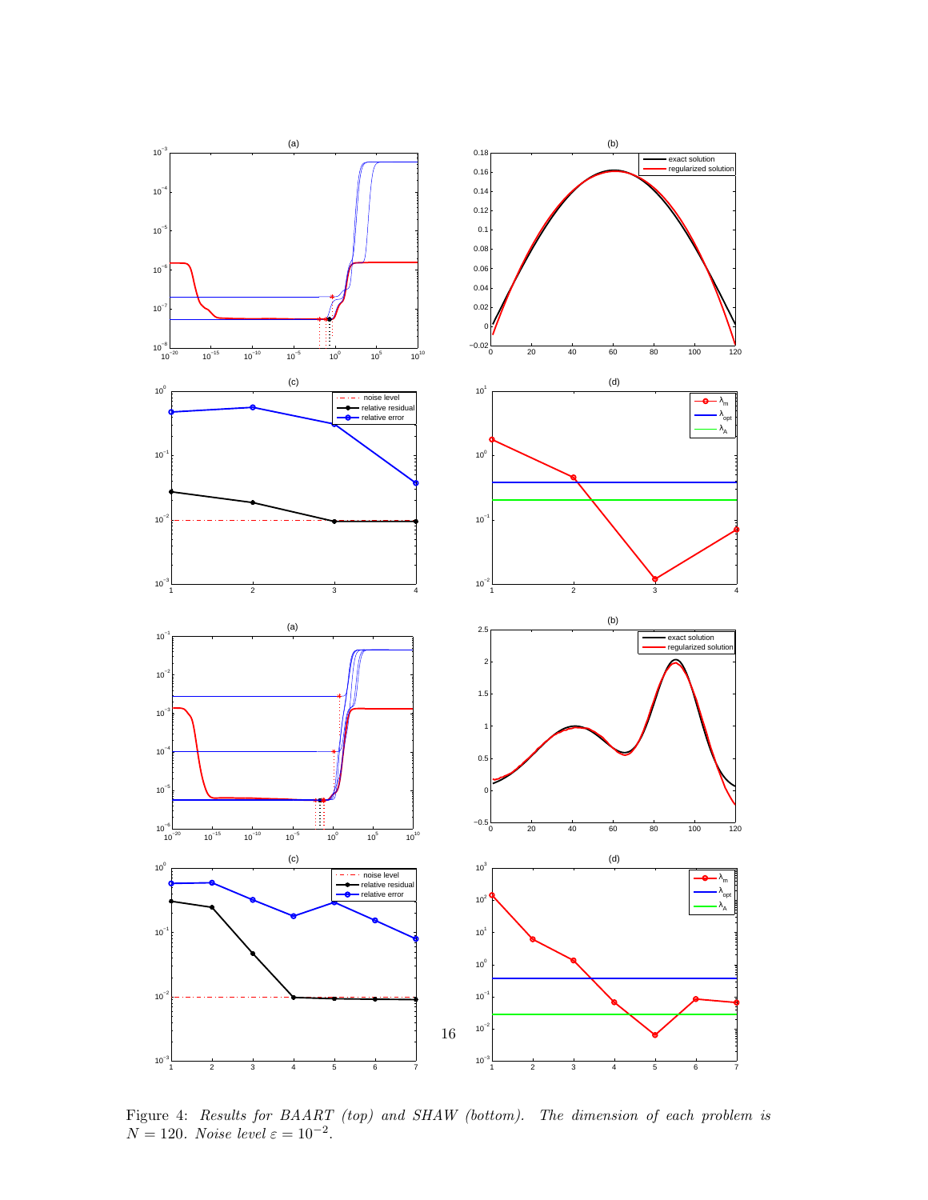Figure 4: *Results for BAART (top) and SHAW (bottom). The dimension of each problem is* $N = 120$. *Noise level* $\varepsilon = 10^{-2}$.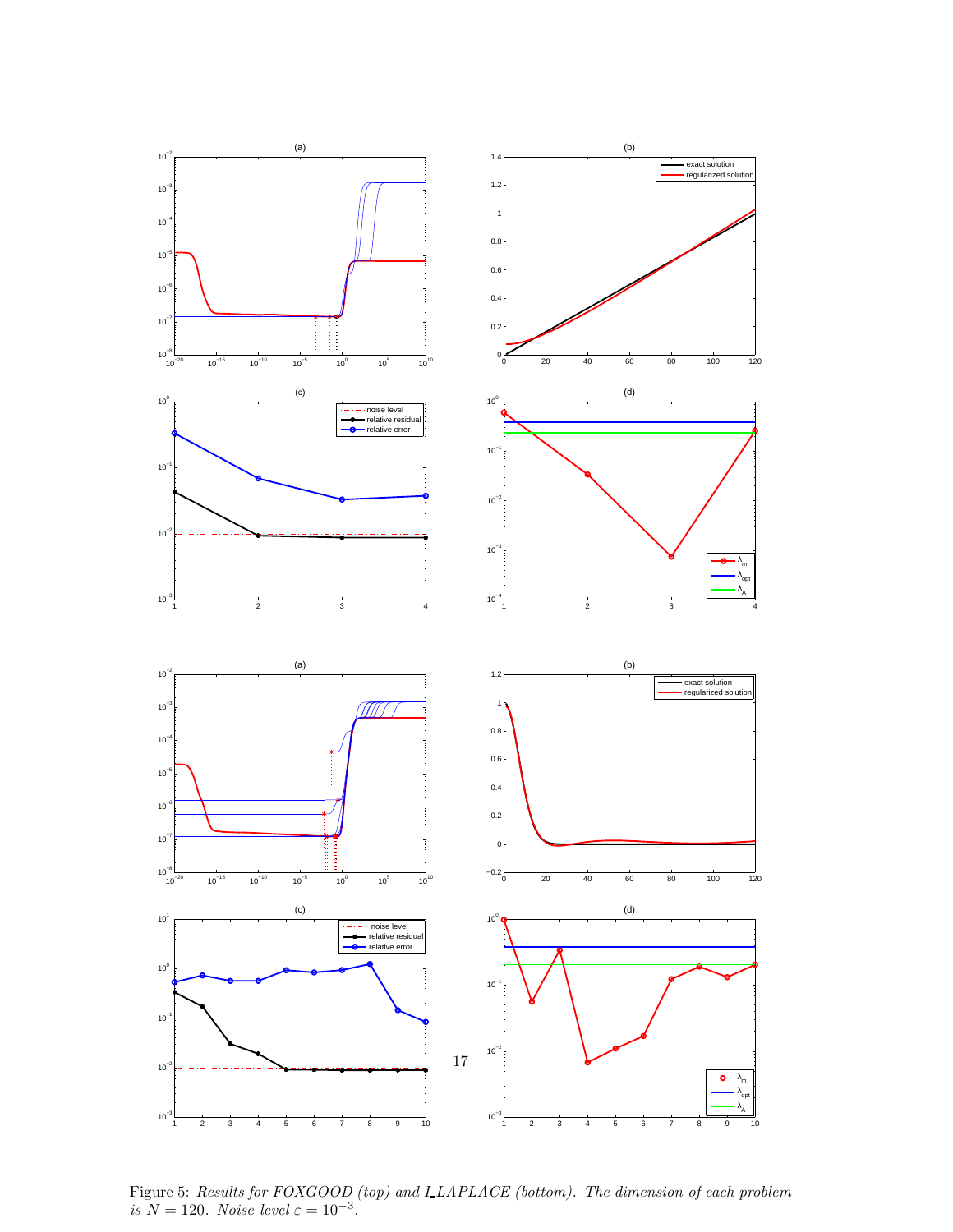Figure 5: *Results for FOXGOOD (top) and I_LAPLACE (bottom). The dimension of each problem is $N = 120$. Noise level $\varepsilon = 10^{-3}$.*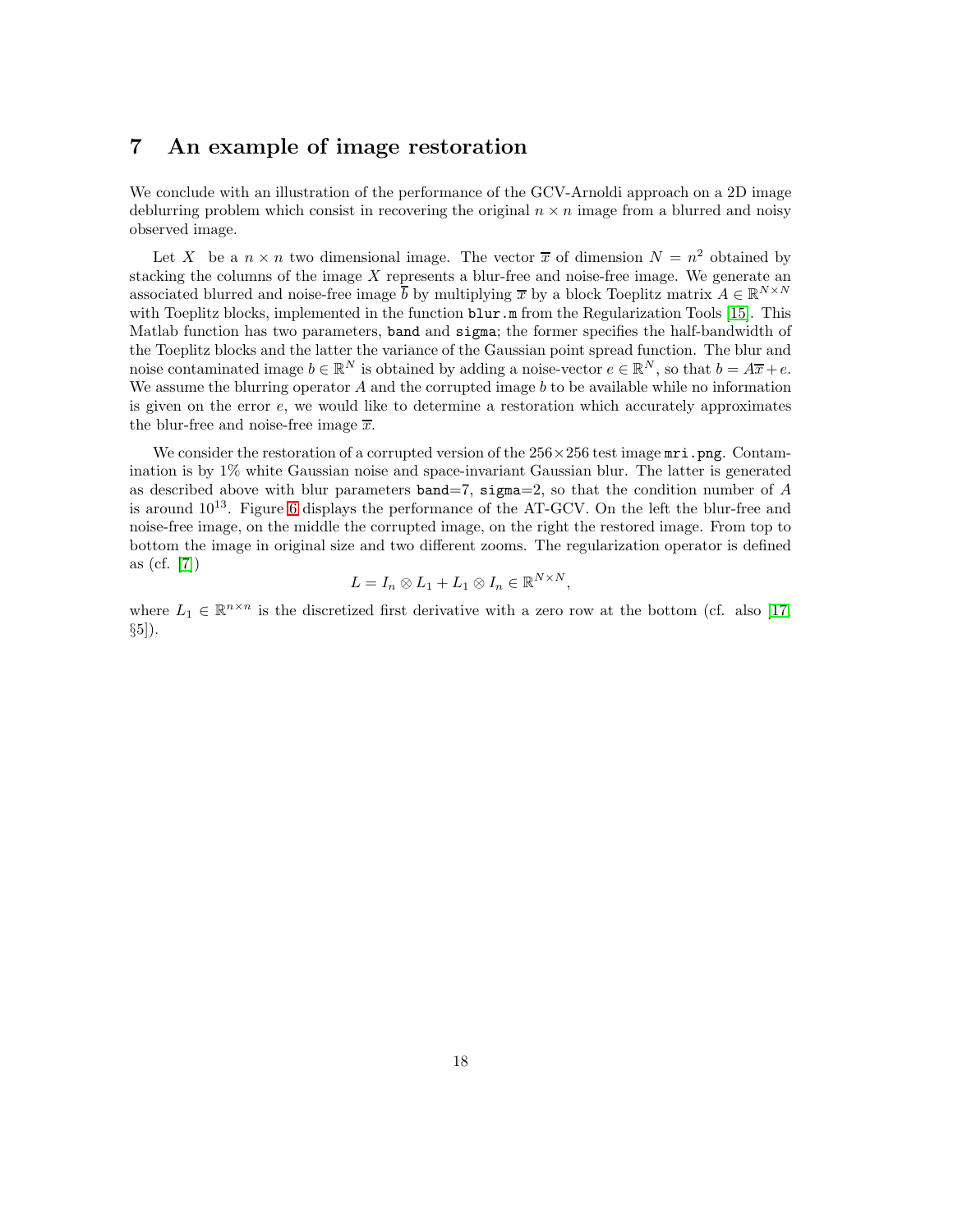# 7 An example of image restoration

We conclude with an illustration of the performance of the GCV-Arnoldi approach on a 2D image deblurring problem which consist in recovering the original $n \times n$ image from a blurred and noisy observed image.

Let $X$ be a $n \times n$ two dimensional image. The vector $\overline{x}$ of dimension $N = n^2$ obtained by stacking the columns of the image $X$ represents a blur-free and noise-free image. We generate an associated blurred and noise-free image $\overline{b}$ by multiplying $\overline{x}$ by a block Toeplitz matrix $A \in \mathbb{R}^{N \times N}$ with Toeplitz blocks, implemented in the function `blur.m` from the Regularization Tools [15]. This Matlab function has two parameters, `band` and `sigma`; the former specifies the half-bandwidth of the Toeplitz blocks and the latter the variance of the Gaussian point spread function. The blur and noise contaminated image $b \in \mathbb{R}^N$ is obtained by adding a noise-vector $e \in \mathbb{R}^N$, so that $b = A\overline{x} + e$. We assume the blurring operator $A$ and the corrupted image $b$ to be available while no information is given on the error $e$, we would like to determine a restoration which accurately approximates the blur-free and noise-free image $\overline{x}$.

We consider the restoration of a corrupted version of the $256 \times 256$ test image `mri.png`. Contamination is by 1% white Gaussian noise and space-invariant Gaussian blur. The latter is generated as described above with blur parameters `band`=7, `sigma`=2, so that the condition number of $A$ is around $10^{13}$. Figure 6 displays the performance of the AT-GCV. On the left the blur-free and noise-free image, on the middle the corrupted image, on the right the restored image. From top to bottom the image in original size and two different zooms. The regularization operator is defined as (cf. [7])

$$L = I_n \otimes L_1 + L_1 \otimes I_n \in \mathbb{R}^{N \times N},$$

where $L_1 \in \mathbb{R}^{n \times n}$ is the discretized first derivative with a zero row at the bottom (cf. also [17, §5]).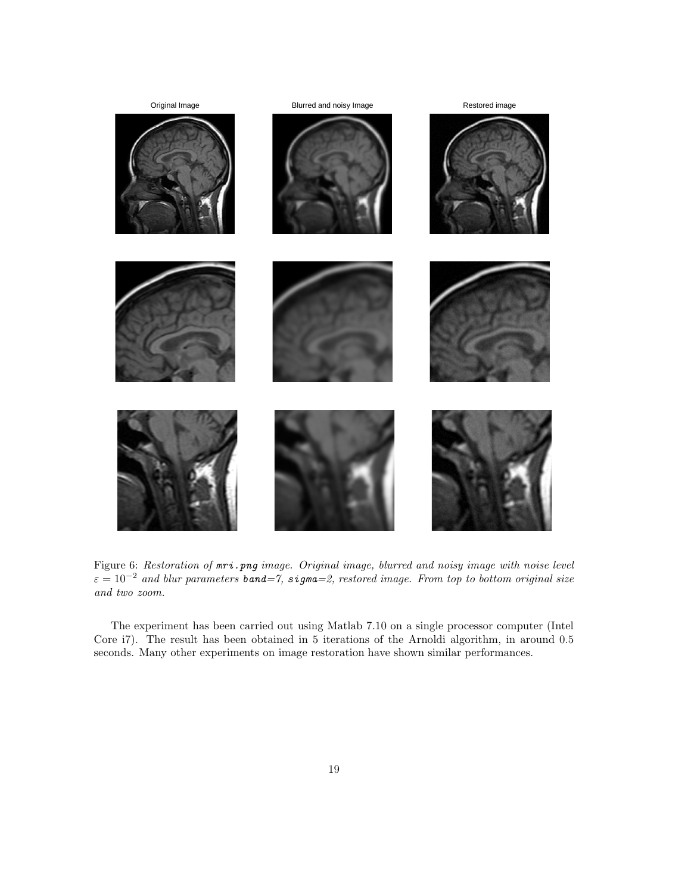Original Image Blurred and noisy Image Restored image

Figure 6: *Restoration of `mri.png` image. Original image, blurred and noisy image with noise level $\varepsilon = 10^{-2}$ and blur parameters `band`=7, `sigma`=2, restored image. From top to bottom original size and two zoom.*

The experiment has been carried out using Matlab 7.10 on a single processor computer (Intel Core i7). The result has been obtained in 5 iterations of the Arnoldi algorithm, in around 0.5 seconds. Many other experiments on image restoration have shown similar performances.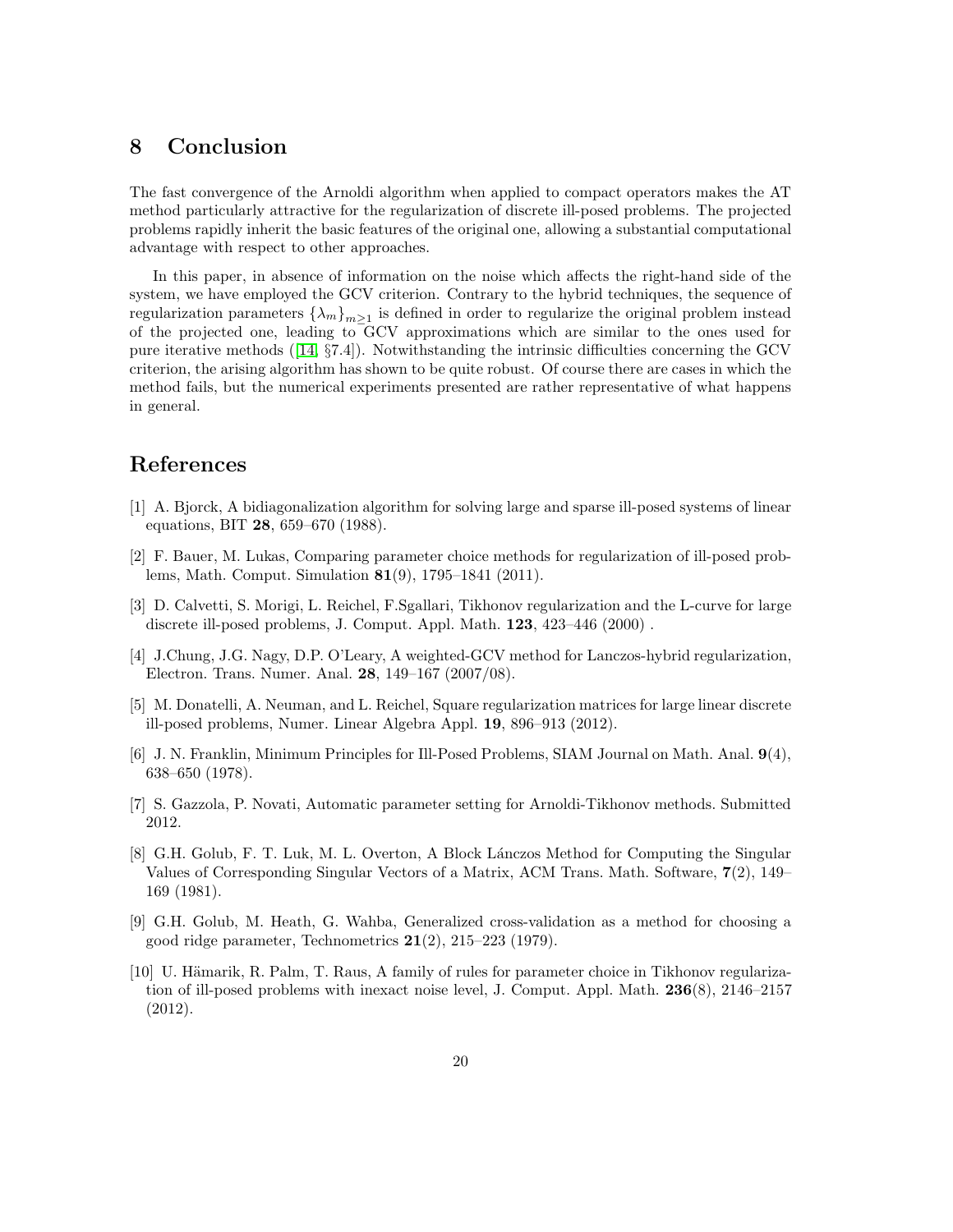# 8 Conclusion

The fast convergence of the Arnoldi algorithm when applied to compact operators makes the AT method particularly attractive for the regularization of discrete ill-posed problems. The projected problems rapidly inherit the basic features of the original one, allowing a substantial computational advantage with respect to other approaches.

In this paper, in absence of information on the noise which affects the right-hand side of the system, we have employed the GCV criterion. Contrary to the hybrid techniques, the sequence of regularization parameters $\{\lambda_m\}_{m\geq 1}$ is defined in order to regularize the original problem instead of the projected one, leading to GCV approximations which are similar to the ones used for pure iterative methods ([14, §7.4]). Notwithstanding the intrinsic difficulties concerning the GCV criterion, the arising algorithm has shown to be quite robust. Of course there are cases in which the method fails, but the numerical experiments presented are rather representative of what happens in general.

# References

[1] A. Bjorck, A bidiagonalization algorithm for solving large and sparse ill-posed systems of linear equations, BIT **28**, 659–670 (1988).

[2] F. Bauer, M. Lukas, Comparing parameter choice methods for regularization of ill-posed problems, Math. Comput. Simulation **81**(9), 1795–1841 (2011).

[3] D. Calvetti, S. Morigi, L. Reichel, F.Sgallari, Tikhonov regularization and the L-curve for large discrete ill-posed problems, J. Comput. Appl. Math. **123**, 423–446 (2000) .

[4] J.Chung, J.G. Nagy, D.P. O'Leary, A weighted-GCV method for Lanczos-hybrid regularization, Electron. Trans. Numer. Anal. **28**, 149–167 (2007/08).

[5] M. Donatelli, A. Neuman, and L. Reichel, Square regularization matrices for large linear discrete ill-posed problems, Numer. Linear Algebra Appl. **19**, 896–913 (2012).

[6] J. N. Franklin, Minimum Principles for Ill-Posed Problems, SIAM Journal on Math. Anal. **9**(4), 638–650 (1978).

[7] S. Gazzola, P. Novati, Automatic parameter setting for Arnoldi-Tikhonov methods. Submitted 2012.

[8] G.H. Golub, F. T. Luk, M. L. Overton, A Block Lánczos Method for Computing the Singular Values of Corresponding Singular Vectors of a Matrix, ACM Trans. Math. Software, **7**(2), 149–169 (1981).

[9] G.H. Golub, M. Heath, G. Wahba, Generalized cross-validation as a method for choosing a good ridge parameter, Technometrics **21**(2), 215–223 (1979).

[10] U. Hämarik, R. Palm, T. Raus, A family of rules for parameter choice in Tikhonov regularization of ill-posed problems with inexact noise level, J. Comput. Appl. Math. **236**(8), 2146–2157 (2012).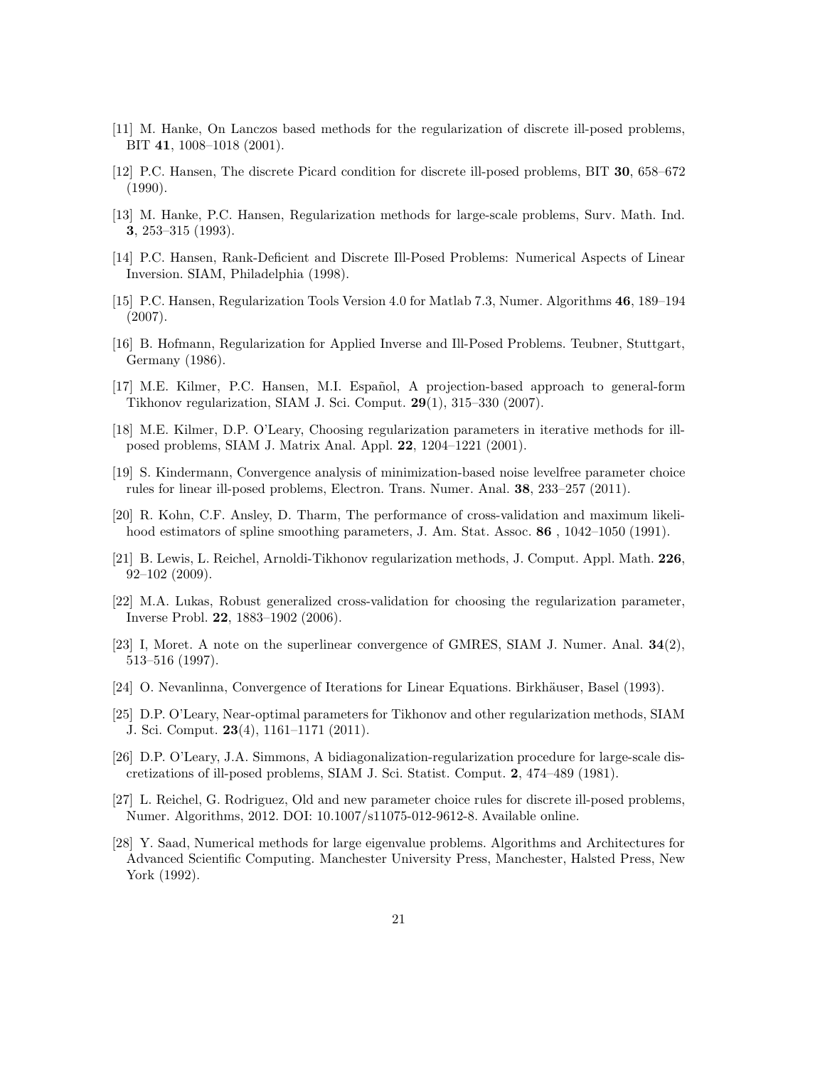[11] M. Hanke, On Lanczos based methods for the regularization of discrete ill-posed problems, BIT **41**, 1008–1018 (2001).

[12] P.C. Hansen, The discrete Picard condition for discrete ill-posed problems, BIT **30**, 658–672 (1990).

[13] M. Hanke, P.C. Hansen, Regularization methods for large-scale problems, Surv. Math. Ind. **3**, 253–315 (1993).

[14] P.C. Hansen, Rank-Deficient and Discrete Ill-Posed Problems: Numerical Aspects of Linear Inversion. SIAM, Philadelphia (1998).

[15] P.C. Hansen, Regularization Tools Version 4.0 for Matlab 7.3, Numer. Algorithms **46**, 189–194 (2007).

[16] B. Hofmann, Regularization for Applied Inverse and Ill-Posed Problems. Teubner, Stuttgart, Germany (1986).

[17] M.E. Kilmer, P.C. Hansen, M.I. Español, A projection-based approach to general-form Tikhonov regularization, SIAM J. Sci. Comput. **29**(1), 315–330 (2007).

[18] M.E. Kilmer, D.P. O'Leary, Choosing regularization parameters in iterative methods for ill-posed problems, SIAM J. Matrix Anal. Appl. **22**, 1204–1221 (2001).

[19] S. Kindermann, Convergence analysis of minimization-based noise levelfree parameter choice rules for linear ill-posed problems, Electron. Trans. Numer. Anal. **38**, 233–257 (2011).

[20] R. Kohn, C.F. Ansley, D. Tharm, The performance of cross-validation and maximum likelihood estimators of spline smoothing parameters, J. Am. Stat. Assoc. **86** , 1042–1050 (1991).

[21] B. Lewis, L. Reichel, Arnoldi-Tikhonov regularization methods, J. Comput. Appl. Math. **226**, 92–102 (2009).

[22] M.A. Lukas, Robust generalized cross-validation for choosing the regularization parameter, Inverse Probl. **22**, 1883–1902 (2006).

[23] I, Moret. A note on the superlinear convergence of GMRES, SIAM J. Numer. Anal. **34**(2), 513–516 (1997).

[24] O. Nevanlinna, Convergence of Iterations for Linear Equations. Birkhäuser, Basel (1993).

[25] D.P. O'Leary, Near-optimal parameters for Tikhonov and other regularization methods, SIAM J. Sci. Comput. **23**(4), 1161–1171 (2011).

[26] D.P. O'Leary, J.A. Simmons, A bidiagonalization-regularization procedure for large-scale discretizations of ill-posed problems, SIAM J. Sci. Statist. Comput. **2**, 474–489 (1981).

[27] L. Reichel, G. Rodriguez, Old and new parameter choice rules for discrete ill-posed problems, Numer. Algorithms, 2012. DOI: 10.1007/s11075-012-9612-8. Available online.

[28] Y. Saad, Numerical methods for large eigenvalue problems. Algorithms and Architectures for Advanced Scientific Computing. Manchester University Press, Manchester, Halsted Press, New York (1992).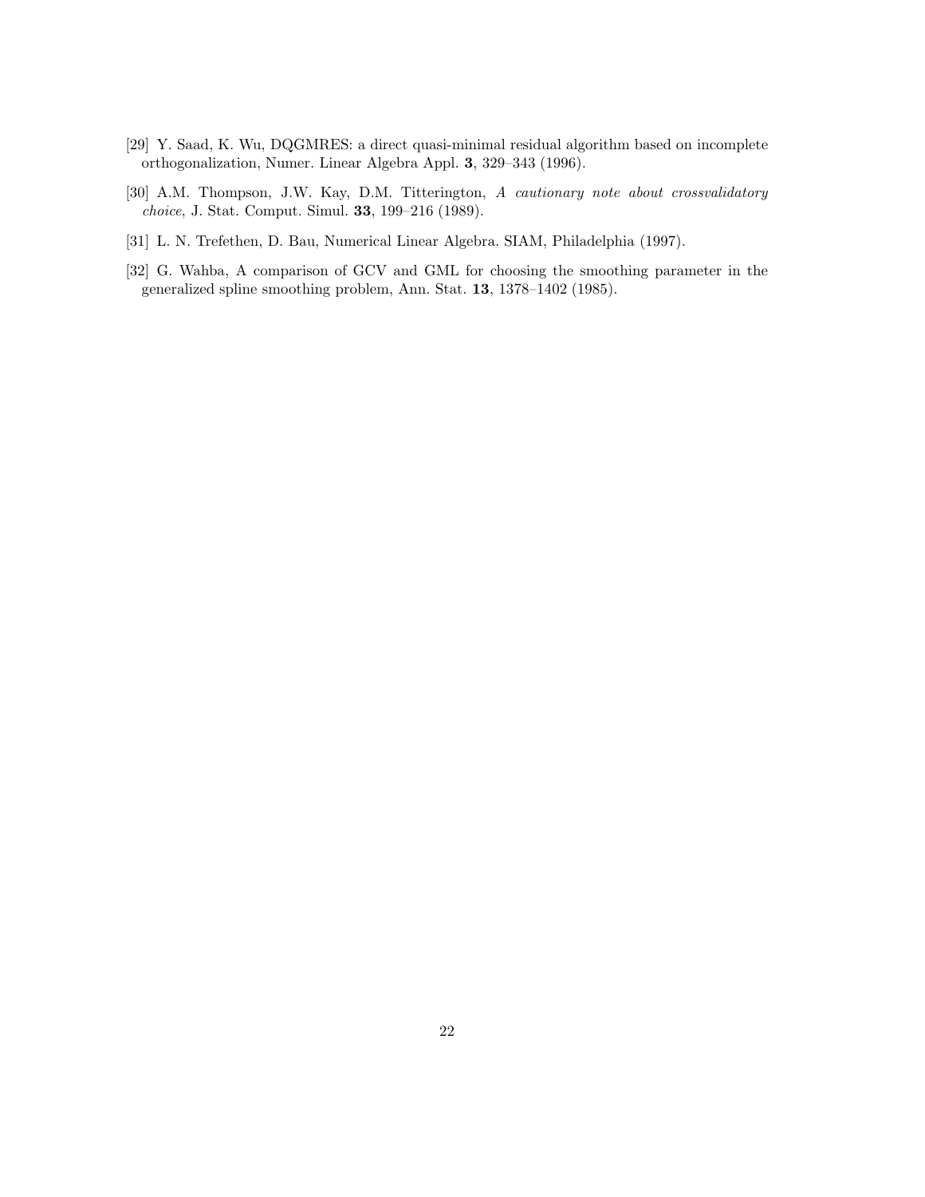[29] Y. Saad, K. Wu, DQGMRES: a direct quasi-minimal residual algorithm based on incomplete orthogonalization, Numer. Linear Algebra Appl. **3**, 329–343 (1996).

[30] A.M. Thompson, J.W. Kay, D.M. Titterington, *A cautionary note about crossvalidatory choice*, J. Stat. Comput. Simul. **33**, 199–216 (1989).

[31] L. N. Trefethen, D. Bau, Numerical Linear Algebra. SIAM, Philadelphia (1997).

[32] G. Wahba, A comparison of GCV and GML for choosing the smoothing parameter in the generalized spline smoothing problem, Ann. Stat. **13**, 1378–1402 (1985).